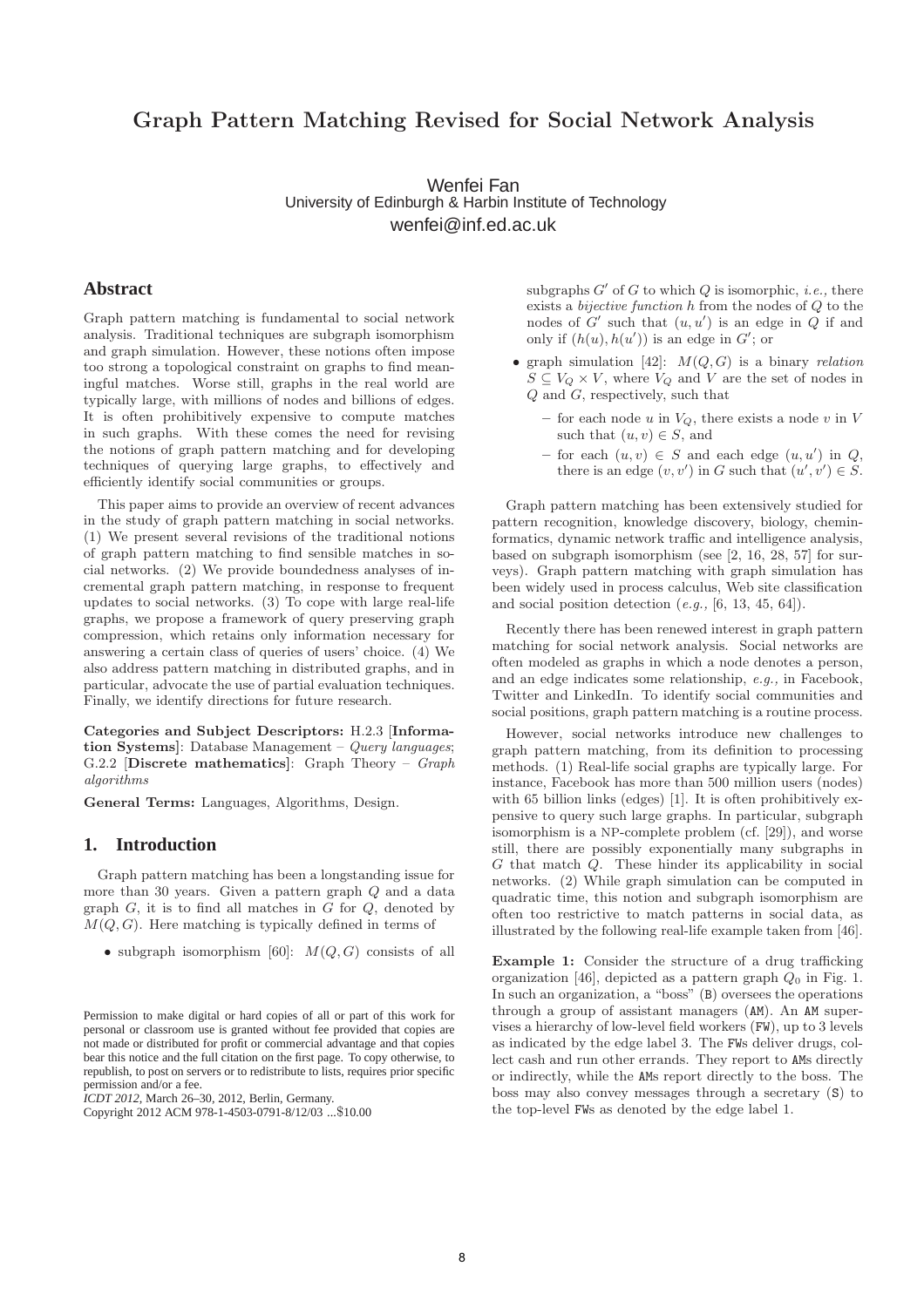# Graph Pattern Matching Revised for Social Network Analysis

Wenfei Fan
University of Edinburgh & Harbin Institute of Technology
wenfei@inf.ed.ac.uk

## Abstract

Graph pattern matching is fundamental to social network analysis. Traditional techniques are subgraph isomorphism and graph simulation. However, these notions often impose too strong a topological constraint on graphs to find meaningful matches. Worse still, graphs in the real world are typically large, with millions of nodes and billions of edges. It is often prohibitively expensive to compute matches in such graphs. With these comes the need for revising the notions of graph pattern matching and for developing techniques of querying large graphs, to effectively and efficiently identify social communities or groups.

This paper aims to provide an overview of recent advances in the study of graph pattern matching in social networks. (1) We present several revisions of the traditional notions of graph pattern matching to find sensible matches in social networks. (2) We provide boundedness analyses of incremental graph pattern matching, in response to frequent updates to social networks. (3) To cope with large real-life graphs, we propose a framework of query preserving graph compression, which retains only information necessary for answering a certain class of queries of users' choice. (4) We also address pattern matching in distributed graphs, and in particular, advocate the use of partial evaluation techniques. Finally, we identify directions for future research.

**Categories and Subject Descriptors:** H.2.3 [**Information Systems**]: Database Management – *Query languages*; G.2.2 [**Discrete mathematics**]: Graph Theory – *Graph algorithms*

**General Terms:** Languages, Algorithms, Design.

## 1. Introduction

Graph pattern matching has been a longstanding issue for more than 30 years. Given a pattern graph $Q$ and a data graph $G$, it is to find all matches in $G$ for $Q$, denoted by $M(Q, G)$. Here matching is typically defined in terms of

- subgraph isomorphism [60]: $M(Q, G)$ consists of all subgraphs $G'$ of $G$ to which $Q$ is isomorphic, *i.e.,* there exists a *bijective function* $h$ from the nodes of $Q$ to the nodes of $G'$ such that $(u, u')$ is an edge in $Q$ if and only if $(h(u), h(u'))$ is an edge in $G'$; or
- graph simulation [42]: $M(Q, G)$ is a binary *relation* $S \subseteq V_Q \times V$, where $V_Q$ and $V$ are the set of nodes in $Q$ and $G$, respectively, such that
  - for each node $u$ in $V_Q$, there exists a node $v$ in $V$ such that $(u, v) \in S$, and
  - for each $(u, v) \in S$ and each edge $(u, u')$ in $Q$, there is an edge $(v, v')$ in $G$ such that $(u', v') \in S$.

Graph pattern matching has been extensively studied for pattern recognition, knowledge discovery, biology, cheminformatics, dynamic network traffic and intelligence analysis, based on subgraph isomorphism (see [2, 16, 28, 57] for surveys). Graph pattern matching with graph simulation has been widely used in process calculus, Web site classification and social position detection (*e.g.,* [6, 13, 45, 64]).

Recently there has been renewed interest in graph pattern matching for social network analysis. Social networks are often modeled as graphs in which a node denotes a person, and an edge indicates some relationship, *e.g.,* in Facebook, Twitter and LinkedIn. To identify social communities and social positions, graph pattern matching is a routine process.

However, social networks introduce new challenges to graph pattern matching, from its definition to processing methods. (1) Real-life social graphs are typically large. For instance, Facebook has more than 500 million users (nodes) with 65 billion links (edges) [1]. It is often prohibitively expensive to query such large graphs. In particular, subgraph isomorphism is a NP-complete problem (cf. [29]), and worse still, there are possibly exponentially many subgraphs in $G$ that match $Q$. These hinder its applicability in social networks. (2) While graph simulation can be computed in quadratic time, this notion and subgraph isomorphism are often too restrictive to match patterns in social data, as illustrated by the following real-life example taken from [46].

**Example 1:** Consider the structure of a drug trafficking organization [46], depicted as a pattern graph $Q_0$ in Fig. 1. In such an organization, a "boss" (B) oversees the operations through a group of assistant managers (AM). An AM supervises a hierarchy of low-level field workers (FW), up to 3 levels as indicated by the edge label 3. The FWs deliver drugs, collect cash and run other errands. They report to AMs directly or indirectly, while the AMs report directly to the boss. The boss may also convey messages through a secretary (S) to the top-level FWs as denoted by the edge label 1.

Permission to make digital or hard copies of all or part of this work for personal or classroom use is granted without fee provided that copies are not made or distributed for profit or commercial advantage and that copies bear this notice and the full citation on the first page. To copy otherwise, to republish, to post on servers or to redistribute to lists, requires prior specific permission and/or a fee.
*ICDT 2012*, March 26–30, 2012, Berlin, Germany.
Copyright 2012 ACM 978-1-4503-0791-8/12/03 ...$10.00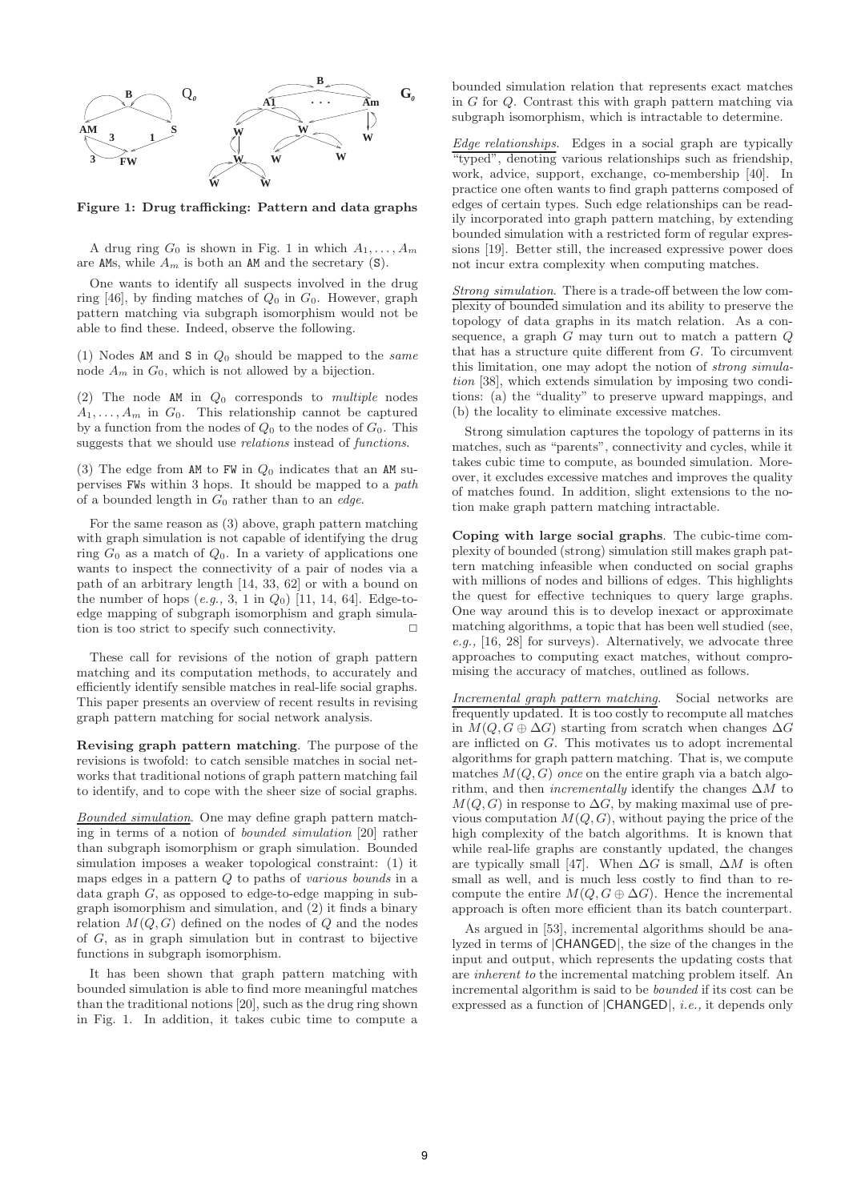**Figure 1: Drug trafficking: Pattern and data graphs**

A drug ring $G_0$ is shown in Fig. 1 in which $A_1, \ldots, A_m$ are AMs, while $A_m$ is both an AM and the secretary (S).

One wants to identify all suspects involved in the drug ring [46], by finding matches of $Q_0$ in $G_0$. However, graph pattern matching via subgraph isomorphism would not be able to find these. Indeed, observe the following.

(1) Nodes AM and S in $Q_0$ should be mapped to the *same* node $A_m$ in $G_0$, which is not allowed by a bijection.

(2) The node AM in $Q_0$ corresponds to *multiple* nodes $A_1, \ldots, A_m$ in $G_0$. This relationship cannot be captured by a function from the nodes of $Q_0$ to the nodes of $G_0$. This suggests that we should use *relations* instead of *functions*.

(3) The edge from AM to FW in $Q_0$ indicates that an AM supervises FWs within 3 hops. It should be mapped to a *path* of a bounded length in $G_0$ rather than to an *edge*.

For the same reason as (3) above, graph pattern matching with graph simulation is not capable of identifying the drug ring $G_0$ as a match of $Q_0$. In a variety of applications one wants to inspect the connectivity of a pair of nodes via a path of an arbitrary length [14, 33, 62] or with a bound on the number of hops (*e.g.,* 3, 1 in $Q_0$) [11, 14, 64]. Edge-to-edge mapping of subgraph isomorphism and graph simulation is too strict to specify such connectivity. □

These call for revisions of the notion of graph pattern matching and its computation methods, to accurately and efficiently identify sensible matches in real-life social graphs. This paper presents an overview of recent results in revising graph pattern matching for social network analysis.

**Revising graph pattern matching**. The purpose of the revisions is twofold: to catch sensible matches in social networks that traditional notions of graph pattern matching fail to identify, and to cope with the sheer size of social graphs.

*Bounded simulation*. One may define graph pattern matching in terms of a notion of *bounded simulation* [20] rather than subgraph isomorphism or graph simulation. Bounded simulation imposes a weaker topological constraint: (1) it maps edges in a pattern $Q$ to paths of *various bounds* in a data graph $G$, as opposed to edge-to-edge mapping in subgraph isomorphism and simulation, and (2) it finds a binary relation $M(Q, G)$ defined on the nodes of $Q$ and the nodes of $G$, as in graph simulation but in contrast to bijective functions in subgraph isomorphism.

It has been shown that graph pattern matching with bounded simulation is able to find more meaningful matches than the traditional notions [20], such as the drug ring shown in Fig. 1. In addition, it takes cubic time to compute a bounded simulation relation that represents exact matches in $G$ for $Q$. Contrast this with graph pattern matching via subgraph isomorphism, which is intractable to determine.

*Edge relationships*. Edges in a social graph are typically "typed", denoting various relationships such as friendship, work, advice, support, exchange, co-membership [40]. In practice one often wants to find graph patterns composed of edges of certain types. Such edge relationships can be readily incorporated into graph pattern matching, by extending bounded simulation with a restricted form of regular expressions [19]. Better still, the increased expressive power does not incur extra complexity when computing matches.

*Strong simulation*. There is a trade-off between the low complexity of bounded simulation and its ability to preserve the topology of data graphs in its match relation. As a consequence, a graph $G$ may turn out to match a pattern $Q$ that has a structure quite different from $G$. To circumvent this limitation, one may adopt the notion of *strong simulation* [38], which extends simulation by imposing two conditions: (a) the "duality" to preserve upward mappings, and (b) the locality to eliminate excessive matches.

Strong simulation captures the topology of patterns in its matches, such as "parents", connectivity and cycles, while it takes cubic time to compute, as bounded simulation. Moreover, it excludes excessive matches and improves the quality of matches found. In addition, slight extensions to the notion make graph pattern matching intractable.

**Coping with large social graphs**. The cubic-time complexity of bounded (strong) simulation still makes graph pattern matching infeasible when conducted on social graphs with millions of nodes and billions of edges. This highlights the quest for effective techniques to query large graphs. One way around this is to develop inexact or approximate matching algorithms, a topic that has been well studied (see, *e.g.,* [16, 28] for surveys). Alternatively, we advocate three approaches to computing exact matches, without compromising the accuracy of matches, outlined as follows.

*Incremental graph pattern matching*. Social networks are frequently updated. It is too costly to recompute all matches in $M(Q, G \oplus \Delta G)$ starting from scratch when changes $\Delta G$ are inflicted on $G$. This motivates us to adopt incremental algorithms for graph pattern matching. That is, we compute matches $M(Q, G)$ *once* on the entire graph via a batch algorithm, and then *incrementally* identify the changes $\Delta M$ to $M(Q, G)$ in response to $\Delta G$, by making maximal use of previous computation $M(Q, G)$, without paying the price of the high complexity of the batch algorithms. It is known that while real-life graphs are constantly updated, the changes are typically small [47]. When $\Delta G$ is small, $\Delta M$ is often small as well, and is much less costly to find than to recompute the entire $M(Q, G \oplus \Delta G)$. Hence the incremental approach is often more efficient than its batch counterpart.

As argued in [53], incremental algorithms should be analyzed in terms of $|\mathsf{CHANGED}|$, the size of the changes in the input and output, which represents the updating costs that are *inherent to* the incremental matching problem itself. An incremental algorithm is said to be *bounded* if its cost can be expressed as a function of $|\mathsf{CHANGED}|$, *i.e.,* it depends only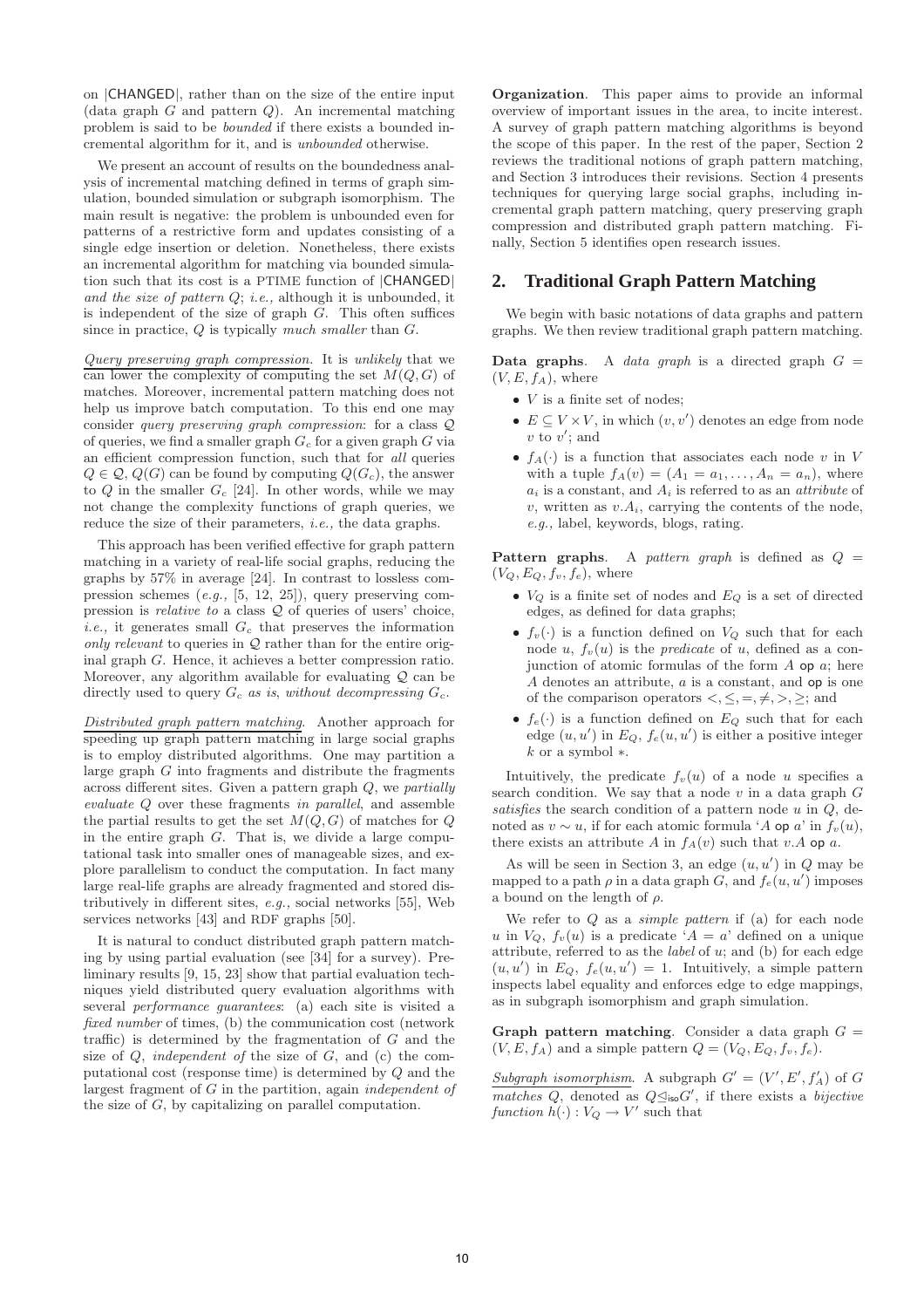on |CHANGED|, rather than on the size of the entire input (data graph $G$ and pattern $Q$). An incremental matching problem is said to be *bounded* if there exists a bounded incremental algorithm for it, and is *unbounded* otherwise.

We present an account of results on the boundedness analysis of incremental matching defined in terms of graph simulation, bounded simulation or subgraph isomorphism. The main result is negative: the problem is unbounded even for patterns of a restrictive form and updates consisting of a single edge insertion or deletion. Nonetheless, there exists an incremental algorithm for matching via bounded simulation such that its cost is a PTIME function of |CHANGED| *and the size of pattern* $Q$; *i.e.,* although it is unbounded, it is independent of the size of graph $G$. This often suffices since in practice, $Q$ is typically *much smaller* than $G$.

*Query preserving graph compression*. It is *unlikely* that we can lower the complexity of computing the set $M(Q, G)$ of matches. Moreover, incremental pattern matching does not help us improve batch computation. To this end one may consider *query preserving graph compression*: for a class $\mathcal{Q}$ of queries, we find a smaller graph $G_c$ for a given graph $G$ via an efficient compression function, such that for *all* queries $Q \in \mathcal{Q}$, $Q(G)$ can be found by computing $Q(G_c)$, the answer to $Q$ in the smaller $G_c$ [24]. In other words, while we may not change the complexity functions of graph queries, we reduce the size of their parameters, *i.e.,* the data graphs.

This approach has been verified effective for graph pattern matching in a variety of real-life social graphs, reducing the graphs by 57% in average [24]. In contrast to lossless compression schemes (*e.g.,* [5, 12, 25]), query preserving compression is *relative to* a class $\mathcal{Q}$ of queries of users' choice, *i.e.,* it generates small $G_c$ that preserves the information *only relevant* to queries in $\mathcal{Q}$ rather than for the entire original graph $G$. Hence, it achieves a better compression ratio. Moreover, any algorithm available for evaluating $\mathcal{Q}$ can be directly used to query $G_c$ *as is*, *without decompressing* $G_c$.

*Distributed graph pattern matching*. Another approach for speeding up graph pattern matching in large social graphs is to employ distributed algorithms. One may partition a large graph $G$ into fragments and distribute the fragments across different sites. Given a pattern graph $Q$, we *partially evaluate* $Q$ over these fragments *in parallel*, and assemble the partial results to get the set $M(Q, G)$ of matches for $Q$ in the entire graph $G$. That is, we divide a large computational task into smaller ones of manageable sizes, and explore parallelism to conduct the computation. In fact many large real-life graphs are already fragmented and stored distributively in different sites, *e.g.,* social networks [55], Web services networks [43] and RDF graphs [50].

It is natural to conduct distributed graph pattern matching by using partial evaluation (see [34] for a survey). Preliminary results [9, 15, 23] show that partial evaluation techniques yield distributed query evaluation algorithms with several *performance guarantees*: (a) each site is visited a *fixed number* of times, (b) the communication cost (network traffic) is determined by the fragmentation of $G$ and the size of $Q$, *independent of* the size of $G$, and (c) the computational cost (response time) is determined by $Q$ and the largest fragment of $G$ in the partition, again *independent of* the size of $G$, by capitalizing on parallel computation.

**Organization**. This paper aims to provide an informal overview of important issues in the area, to incite interest. A survey of graph pattern matching algorithms is beyond the scope of this paper. In the rest of the paper, Section 2 reviews the traditional notions of graph pattern matching, and Section 3 introduces their revisions. Section 4 presents techniques for querying large social graphs, including incremental graph pattern matching, query preserving graph compression and distributed graph pattern matching. Finally, Section 5 identifies open research issues.

## 2. Traditional Graph Pattern Matching

We begin with basic notations of data graphs and pattern graphs. We then review traditional graph pattern matching.

**Data graphs**. A *data graph* is a directed graph $G = (V, E, f_A)$, where

- $V$ is a finite set of nodes;
- $E \subseteq V \times V$, in which $(v, v')$ denotes an edge from node $v$ to $v'$; and
- $f_A(\cdot)$ is a function that associates each node $v$ in $V$ with a tuple $f_A(v) = (A_1 = a_1, \ldots, A_n = a_n)$, where $a_i$ is a constant, and $A_i$ is referred to as an *attribute* of $v$, written as $v.A_i$, carrying the contents of the node, *e.g.,* label, keywords, blogs, rating.

**Pattern graphs**. A *pattern graph* is defined as $Q = (V_Q, E_Q, f_v, f_e)$, where

- $V_Q$ is a finite set of nodes and $E_Q$ is a set of directed edges, as defined for data graphs;
- $f_v(\cdot)$ is a function defined on $V_Q$ such that for each node $u$, $f_v(u)$ is the *predicate* of $u$, defined as a conjunction of atomic formulas of the form $A$ op $a$; here $A$ denotes an attribute, $a$ is a constant, and op is one of the comparison operators $<, \leq, =, \neq, >, \geq$; and
- $f_e(\cdot)$ is a function defined on $E_Q$ such that for each edge $(u, u')$ in $E_Q$, $f_e(u, u')$ is either a positive integer $k$ or a symbol $*$.

Intuitively, the predicate $f_v(u)$ of a node $u$ specifies a search condition. We say that a node $v$ in a data graph $G$ *satisfies* the search condition of a pattern node $u$ in $Q$, denoted as $v \sim u$, if for each atomic formula '$A$ op $a$' in $f_v(u)$, there exists an attribute $A$ in $f_A(v)$ such that $v.A$ op $a$.

As will be seen in Section 3, an edge $(u, u')$ in $Q$ may be mapped to a path $\rho$ in a data graph $G$, and $f_e(u, u')$ imposes a bound on the length of $\rho$.

We refer to $Q$ as a *simple pattern* if (a) for each node $u$ in $V_Q$, $f_v(u)$ is a predicate '$A = a$' defined on a unique attribute, referred to as the *label* of $u$; and (b) for each edge $(u, u')$ in $E_Q$, $f_e(u, u') = 1$. Intuitively, a simple pattern inspects label equality and enforces edge to edge mappings, as in subgraph isomorphism and graph simulation.

**Graph pattern matching**. Consider a data graph $G = (V, E, f_A)$ and a simple pattern $Q = (V_Q, E_Q, f_v, f_e)$.

*Subgraph isomorphism*. A subgraph $G' = (V', E', f'_A)$ of $G$ *matches* $Q$, denoted as $Q \unlhd_{\mathsf{iso}} G'$, if there exists a *bijective function* $h(\cdot) : V_Q \to V'$ such that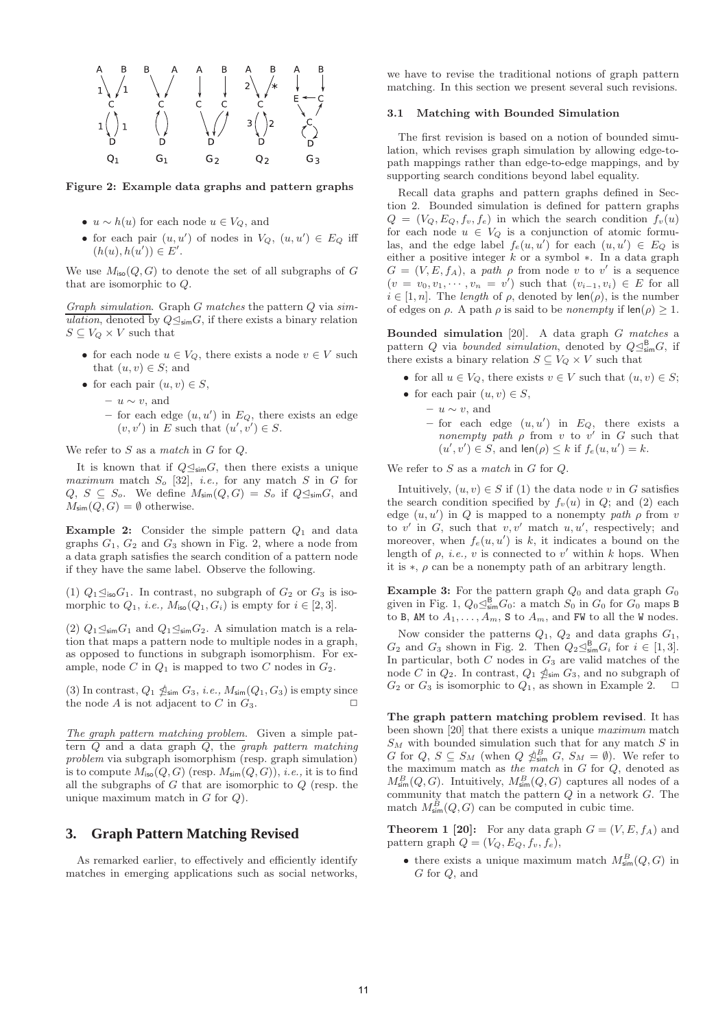Figure 2: Example data graphs and pattern graphs

- $u \sim h(u)$ for each node $u \in V_Q$, and
- for each pair $(u, u')$ of nodes in $V_Q$, $(u, u') \in E_Q$ iff $(h(u), h(u')) \in E'$.

We use $M_{\mathsf{iso}}(Q, G)$ to denote the set of all subgraphs of $G$ that are isomorphic to $Q$.

*Graph simulation*. Graph $G$ *matches* the pattern $Q$ via *simulation*, denoted by $Q \unlhd_{\mathsf{sim}} G$, if there exists a binary relation $S \subseteq V_Q \times V$ such that

- for each node $u \in V_Q$, there exists a node $v \in V$ such that $(u, v) \in S$; and
- for each pair $(u, v) \in S$,
  - $u \sim v$, and
  - for each edge $(u, u')$ in $E_Q$, there exists an edge $(v, v')$ in $E$ such that $(u', v') \in S$.

We refer to $S$ as a *match* in $G$ for $Q$.

It is known that if $Q \unlhd_{\mathsf{sim}} G$, then there exists a unique *maximum* match $S_o$ [32], *i.e.,* for any match $S$ in $G$ for $Q$, $S \subseteq S_o$. We define $M_{\mathsf{sim}}(Q, G) = S_o$ if $Q \unlhd_{\mathsf{sim}} G$, and $M_{\mathsf{sim}}(Q, G) = \emptyset$ otherwise.

**Example 2:** Consider the simple pattern $Q_1$ and data graphs $G_1$, $G_2$ and $G_3$ shown in Fig. 2, where a node from a data graph satisfies the search condition of a pattern node if they have the same label. Observe the following.

(1) $Q_1 \unlhd_{\mathsf{iso}} G_1$. In contrast, no subgraph of $G_2$ or $G_3$ is isomorphic to $Q_1$, *i.e.,* $M_{\mathsf{iso}}(Q_1, G_i)$ is empty for $i \in [2, 3]$.

(2) $Q_1 \unlhd_{\mathsf{sim}} G_1$ and $Q_1 \unlhd_{\mathsf{sim}} G_2$. A simulation match is a relation that maps a pattern node to multiple nodes in a graph, as opposed to functions in subgraph isomorphism. For example, node $C$ in $Q_1$ is mapped to two $C$ nodes in $G_2$.

(3) In contrast, $Q_1 \ntrianglelefteq_{\mathsf{sim}} G_3$, *i.e.,* $M_{\mathsf{sim}}(Q_1, G_3)$ is empty since the node $A$ is not adjacent to $C$ in $G_3$. $\Box$

*The graph pattern matching problem*. Given a simple pattern $Q$ and a data graph $Q$, the *graph pattern matching problem* via subgraph isomorphism (resp. graph simulation) is to compute $M_{\mathsf{iso}}(Q, G)$ (resp. $M_{\mathsf{sim}}(Q, G)$), *i.e.,* it is to find all the subgraphs of $G$ that are isomorphic to $Q$ (resp. the unique maximum match in $G$ for $Q$).

## 3. Graph Pattern Matching Revised

As remarked earlier, to effectively and efficiently identify matches in emerging applications such as social networks, we have to revise the traditional notions of graph pattern matching. In this section we present several such revisions.

### 3.1 Matching with Bounded Simulation

The first revision is based on a notion of bounded simulation, which revises graph simulation by allowing edge-to-path mappings rather than edge-to-edge mappings, and by supporting search conditions beyond label equality.

Recall data graphs and pattern graphs defined in Section 2. Bounded simulation is defined for pattern graphs $Q = (V_Q, E_Q, f_v, f_e)$ in which the search condition $f_v(u)$ for each node $u \in V_Q$ is a conjunction of atomic formulas, and the edge label $f_e(u, u')$ for each $(u, u') \in E_Q$ is either a positive integer $k$ or a symbol $*$. In a data graph $G = (V, E, f_A)$, a *path* $\rho$ from node $v$ to $v'$ is a sequence $(v = v_0, v_1, \cdots, v_n = v')$ such that $(v_{i-1}, v_i) \in E$ for all $i \in [1, n]$. The *length* of $\rho$, denoted by $\mathsf{len}(\rho)$, is the number of edges on $\rho$. A path $\rho$ is said to be *nonempty* if $\mathsf{len}(\rho) \geq 1$.

**Bounded simulation** [20]. A data graph $G$ *matches* a pattern $Q$ via *bounded simulation*, denoted by $Q \unlhd^{\mathsf{B}}_{\mathsf{sim}} G$, if there exists a binary relation $S \subseteq V_Q \times V$ such that

- for all $u \in V_Q$, there exists $v \in V$ such that $(u, v) \in S$;
- for each pair $(u, v) \in S$,
  - $u \sim v$, and
  - for each edge $(u, u')$ in $E_Q$, there exists a *nonempty path* $\rho$ from $v$ to $v'$ in $G$ such that $(u', v') \in S$, and $\mathsf{len}(\rho) \leq k$ if $f_e(u, u') = k$.

We refer to $S$ as a *match* in $G$ for $Q$.

Intuitively, $(u, v) \in S$ if (1) the data node $v$ in $G$ satisfies the search condition specified by $f_v(u)$ in $Q$; and (2) each edge $(u, u')$ in $Q$ is mapped to a nonempty *path* $\rho$ from $v$ to $v'$ in $G$, such that $v, v'$ match $u, u'$, respectively; and moreover, when $f_e(u, u')$ is $k$, it indicates a bound on the length of $\rho$, *i.e.,* $v$ is connected to $v'$ within $k$ hops. When it is $*$, $\rho$ can be a nonempty path of an arbitrary length.

**Example 3:** For the pattern graph $Q_0$ and data graph $G_0$ given in Fig. 1, $Q_0 \unlhd^{\mathsf{B}}_{\mathsf{sim}} G_0$: a match $S_0$ in $G_0$ for $G_0$ maps B to B, AM to $A_1, \ldots, A_m$, S to $A_m$, and FW to all the W nodes.

Now consider the patterns $Q_1$, $Q_2$ and data graphs $G_1$, $G_2$ and $G_3$ shown in Fig. 2. Then $Q_2 \unlhd^{\mathsf{B}}_{\mathsf{sim}} G_i$ for $i \in [1, 3]$. In particular, both $C$ nodes in $G_3$ are valid matches of the node $C$ in $Q_2$. In contrast, $Q_1 \ntrianglelefteq_{\mathsf{sim}} G_3$, and no subgraph of $G_2$ or $G_3$ is isomorphic to $Q_1$, as shown in Example 2. $\Box$

**The graph pattern matching problem revised**. It has been shown [20] that there exists a unique *maximum* match $S_M$ with bounded simulation such that for any match $S$ in $G$ for $Q$, $S \subseteq S_M$ (when $Q \ntrianglelefteq^{B}_{\mathsf{sim}} G$, $S_M = \emptyset$). We refer to the maximum match as *the match* in $G$ for $Q$, denoted as $M^B_{\mathsf{sim}}(Q, G)$. Intuitively, $M^B_{\mathsf{sim}}(Q, G)$ captures all nodes of a community that match the pattern $Q$ in a network $G$. The match $M^B_{\mathsf{sim}}(Q, G)$ can be computed in cubic time.

**Theorem 1 [20]:** For any data graph $G = (V, E, f_A)$ and pattern graph $Q = (V_Q, E_Q, f_v, f_e)$,

- there exists a unique maximum match $M^B_{\mathsf{sim}}(Q, G)$ in $G$ for $Q$, and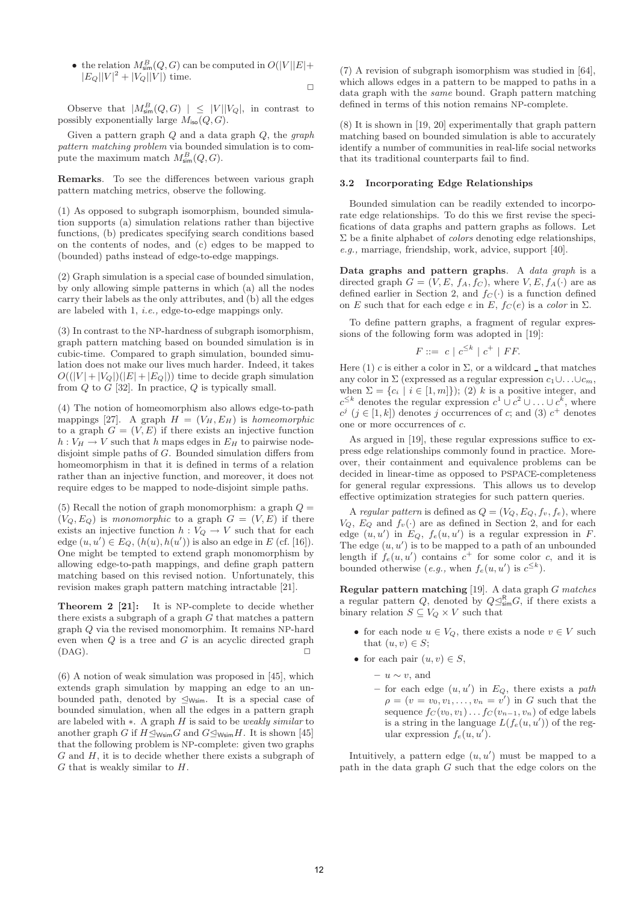- the relation $M^B_{\mathsf{sim}}(Q,G)$ can be computed in $O(|V||E| + |E_Q||V|^2 + |V_Q||V|)$ time.

$\Box$

Observe that $|M^B_{\mathsf{sim}}(Q,G)| \leq |V||V_Q|$, in contrast to possibly exponentially large $M_{\mathsf{iso}}(Q,G)$.

Given a pattern graph $Q$ and a data graph $Q$, the *graph pattern matching problem* via bounded simulation is to compute the maximum match $M^B_{\mathsf{sim}}(Q,G)$.

**Remarks**. To see the differences between various graph pattern matching metrics, observe the following.

(1) As opposed to subgraph isomorphism, bounded simulation supports (a) simulation relations rather than bijective functions, (b) predicates specifying search conditions based on the contents of nodes, and (c) edges to be mapped to (bounded) paths instead of edge-to-edge mappings.

(2) Graph simulation is a special case of bounded simulation, by only allowing simple patterns in which (a) all the nodes carry their labels as the only attributes, and (b) all the edges are labeled with 1, *i.e.,* edge-to-edge mappings only.

(3) In contrast to the NP-hardness of subgraph isomorphism, graph pattern matching based on bounded simulation is in cubic-time. Compared to graph simulation, bounded simulation does not make our lives much harder. Indeed, it takes $O((|V|+|V_Q|)(|E|+|E_Q|))$ time to decide graph simulation from $Q$ to $G$ [32]. In practice, $Q$ is typically small.

(4) The notion of homeomorphism also allows edge-to-path mappings [27]. A graph $H = (V_H, E_H)$ is *homeomorphic* to a graph $G = (V, E)$ if there exists an injective function $h : V_H \to V$ such that $h$ maps edges in $E_H$ to pairwise node-disjoint simple paths of $G$. Bounded simulation differs from homeomorphism in that it is defined in terms of a relation rather than an injective function, and moreover, it does not require edges to be mapped to node-disjoint simple paths.

(5) Recall the notion of graph monomorphism: a graph $Q = (V_Q, E_Q)$ is *monomorphic* to a graph $G = (V, E)$ if there exists an injective function $h : V_Q \to V$ such that for each edge $(u, u') \in E_Q$, $(h(u), h(u'))$ is also an edge in $E$ (cf. [16]). One might be tempted to extend graph monomorphism by allowing edge-to-path mappings, and define graph pattern matching based on this revised notion. Unfortunately, this revision makes graph pattern matching intractable [21].

**Theorem 2 [21]:** It is NP-complete to decide whether there exists a subgraph of a graph $G$ that matches a pattern graph $Q$ via the revised monomorphim. It remains NP-hard even when $Q$ is a tree and $G$ is an acyclic directed graph (DAG). $\Box$

(6) A notion of weak simulation was proposed in [45], which extends graph simulation by mapping an edge to an unbounded path, denoted by $\trianglelefteq_{\mathsf{Wsim}}$. It is a special case of bounded simulation, when all the edges in a pattern graph are labeled with $*$. A graph $H$ is said to be *weakly similar* to another graph $G$ if $H \trianglelefteq_{\mathsf{Wsim}} G$ and $G \trianglelefteq_{\mathsf{Wsim}} H$. It is shown [45] that the following problem is NP-complete: given two graphs $G$ and $H$, it is to decide whether there exists a subgraph of $G$ that is weakly similar to $H$.

(7) A revision of subgraph isomorphism was studied in [64], which allows edges in a pattern to be mapped to paths in a data graph with the *same* bound. Graph pattern matching defined in terms of this notion remains NP-complete.

(8) It is shown in [19, 20] experimentally that graph pattern matching based on bounded simulation is able to accurately identify a number of communities in real-life social networks that its traditional counterparts fail to find.

### 3.2 Incorporating Edge Relationships

Bounded simulation can be readily extended to incorporate edge relationships. To do this we first revise the specifications of data graphs and pattern graphs as follows. Let $\Sigma$ be a finite alphabet of *colors* denoting edge relationships, *e.g.,* marriage, friendship, work, advice, support [40].

**Data graphs and pattern graphs**. A *data graph* is a directed graph $G = (V, E, f_A, f_C)$, where $V, E, f_A(\cdot)$ are as defined earlier in Section 2, and $f_C(\cdot)$ is a function defined on $E$ such that for each edge $e$ in $E$, $f_C(e)$ is a *color* in $\Sigma$.

To define pattern graphs, a fragment of regular expressions of the following form was adopted in [19]:

$$F ::= c \mid c^{\leq k} \mid c^+ \mid FF.$$

Here (1) $c$ is either a color in $\Sigma$, or a wildcard _ that matches any color in $\Sigma$ (expressed as a regular expression $c_1 \cup \ldots \cup c_m$, when $\Sigma = \{c_i \mid i \in [1, m]\}$); (2) $k$ is a positive integer, and $c^{\leq k}$ denotes the regular expression $c^1 \cup c^2 \cup \ldots \cup c^k$, where $c^j$ ($j \in [1, k]$) denotes $j$ occurrences of $c$; and (3) $c^+$ denotes one or more occurrences of $c$.

As argued in [19], these regular expressions suffice to express edge relationships commonly found in practice. Moreover, their containment and equivalence problems can be decided in linear-time as opposed to PSPACE-completeness for general regular expressions. This allows us to develop effective optimization strategies for such pattern queries.

A *regular pattern* is defined as $Q = (V_Q, E_Q, f_v, f_e)$, where $V_Q$, $E_Q$ and $f_v(\cdot)$ are as defined in Section 2, and for each edge $(u, u')$ in $E_Q$, $f_e(u, u')$ is a regular expression in $F$. The edge $(u, u')$ is to be mapped to a path of an unbounded length if $f_e(u, u')$ contains $c^+$ for some color $c$, and it is bounded otherwise (*e.g.,* when $f_e(u, u')$ is $c^{\leq k}$).

**Regular pattern matching** [19]. A data graph $G$ *matches* a regular pattern $Q$, denoted by $Q \trianglelefteq^{\mathsf{R}}_{\mathsf{sim}} G$, if there exists a binary relation $S \subseteq V_Q \times V$ such that

- for each node $u \in V_Q$, there exists a node $v \in V$ such that $(u, v) \in S$;
- for each pair $(u, v) \in S$,
  - $u \sim v$, and
  - for each edge $(u, u')$ in $E_Q$, there exists a *path* $\rho = (v = v_0, v_1, \ldots, v_n = v')$ in $G$ such that the sequence $f_C(v_0, v_1) \ldots f_C(v_{n-1}, v_n)$ of edge labels is a string in the language $L(f_e(u, u'))$ of the regular expression $f_e(u, u')$.

Intuitively, a pattern edge $(u, u')$ must be mapped to a path in the data graph $G$ such that the edge colors on the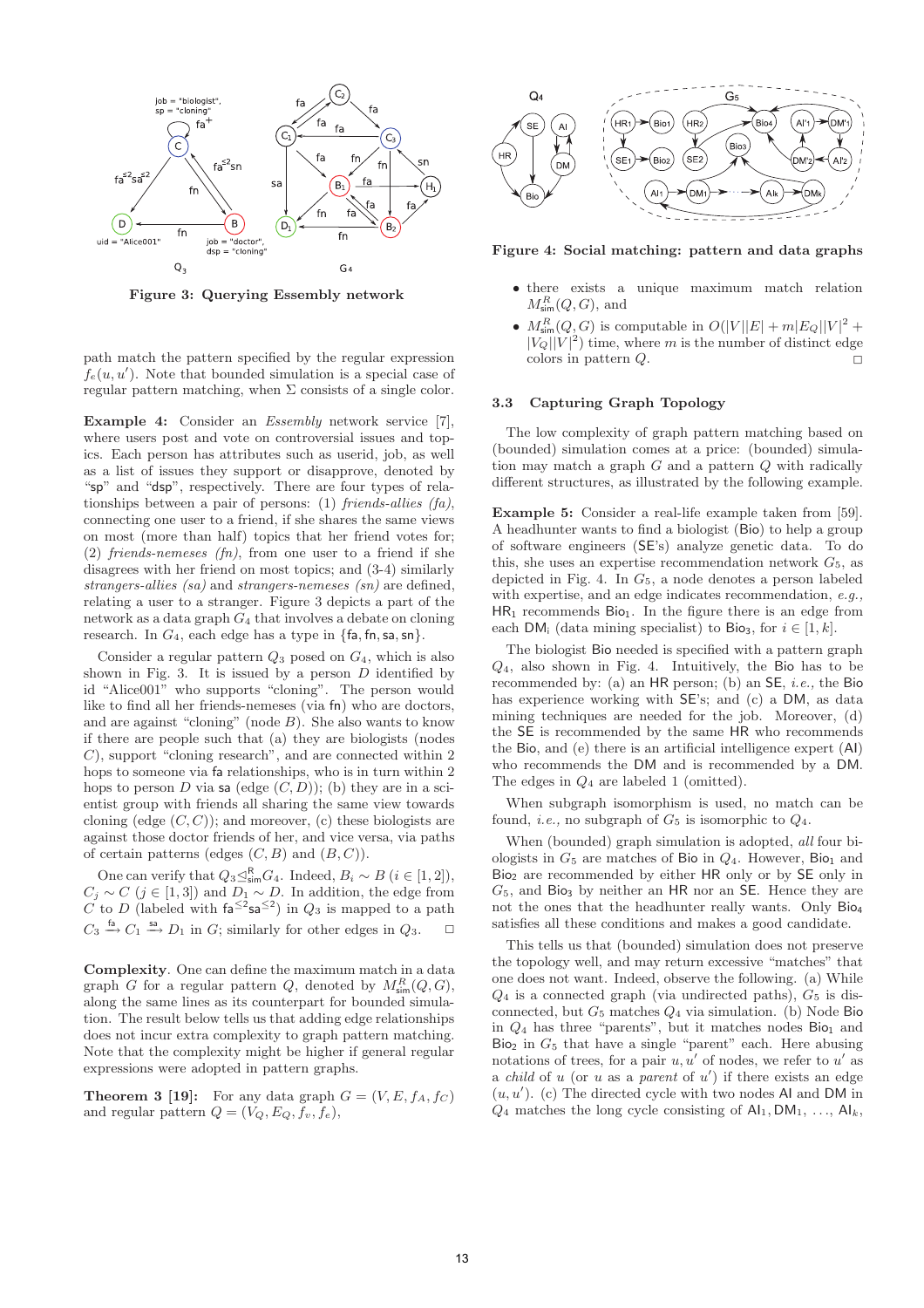Figure 3: Querying Essembly network

path match the pattern specified by the regular expression $f_e(u, u')$. Note that bounded simulation is a special case of regular pattern matching, when $\Sigma$ consists of a single color.

**Example 4:** Consider an *Essembly* network service [7], where users post and vote on controversial issues and topics. Each person has attributes such as userid, job, as well as a list of issues they support or disapprove, denoted by "sp" and "dsp", respectively. There are four types of relationships between a pair of persons: (1) *friends-allies (fa)*, connecting one user to a friend, if she shares the same views on most (more than half) topics that her friend votes for; (2) *friends-nemeses (fn)*, from one user to a friend if she disagrees with her friend on most topics; and (3-4) similarly *strangers-allies (sa)* and *strangers-nemeses (sn)* are defined, relating a user to a stranger. Figure 3 depicts a part of the network as a data graph $G_4$ that involves a debate on cloning research. In $G_4$, each edge has a type in {fa, fn, sa, sn}.

Consider a regular pattern $Q_3$ posed on $G_4$, which is also shown in Fig. 3. It is issued by a person $D$ identified by id "Alice001" who supports "cloning". The person would like to find all her friends-nemeses (via fn) who are doctors, and are against "cloning" (node $B$). She also wants to know if there are people such that (a) they are biologists (nodes $C$), support "cloning research", and are connected within 2 hops to someone via fa relationships, who is in turn within 2 hops to person $D$ via sa (edge $(C, D)$); (b) they are in a scientist group with friends all sharing the same view towards cloning (edge $(C, C)$); and moreover, (c) these biologists are against those doctor friends of her, and vice versa, via paths of certain patterns (edges $(C, B)$ and $(B, C)$).

One can verify that $Q_3 \trianglelefteq^{\mathsf{R}}_{\mathsf{sim}} G_4$. Indeed, $B_i \sim B$ ($i \in [1, 2]$), $C_j \sim C$ ($j \in [1, 3]$) and $D_1 \sim D$. In addition, the edge from $C$ to $D$ (labeled with $\mathsf{fa}^{\leq 2}\mathsf{sa}^{\leq 2}$) in $Q_3$ is mapped to a path $C_3 \xrightarrow{\mathsf{fa}} C_1 \xrightarrow{\mathsf{sa}} D_1$ in $G$; similarly for other edges in $Q_3$. □

**Complexity**. One can define the maximum match in a data graph $G$ for a regular pattern $Q$, denoted by $M^R_{\mathsf{sim}}(Q, G)$, along the same lines as its counterpart for bounded simulation. The result below tells us that adding edge relationships does not incur extra complexity to graph pattern matching. Note that the complexity might be higher if general regular expressions were adopted in pattern graphs.

**Theorem 3 [19]:** For any data graph $G = (V, E, f_A, f_C)$ and regular pattern $Q = (V_Q, E_Q, f_v, f_e)$,

Figure 4: Social matching: pattern and data graphs

- there exists a unique maximum match relation $M^R_{\mathsf{sim}}(Q, G)$, and
- $M^R_{\mathsf{sim}}(Q, G)$ is computable in $O(|V||E| + m|E_Q||V|^2 + |V_Q||V|^2)$ time, where $m$ is the number of distinct edge colors in pattern $Q$. □

### 3.3 Capturing Graph Topology

The low complexity of graph pattern matching based on (bounded) simulation comes at a price: (bounded) simulation may match a graph $G$ and a pattern $Q$ with radically different structures, as illustrated by the following example.

**Example 5:** Consider a real-life example taken from [59]. A headhunter wants to find a biologist (Bio) to help a group of software engineers (SE's) analyze genetic data. To do this, she uses an expertise recommendation network $G_5$, as depicted in Fig. 4. In $G_5$, a node denotes a person labeled with expertise, and an edge indicates recommendation, *e.g.,* $\mathsf{HR}_1$ recommends $\mathsf{Bio}_1$. In the figure there is an edge from each $\mathsf{DM}_i$ (data mining specialist) to $\mathsf{Bio}_3$, for $i \in [1, k]$.

The biologist Bio needed is specified with a pattern graph $Q_4$, also shown in Fig. 4. Intuitively, the Bio has to be recommended by: (a) an HR person; (b) an SE, *i.e.,* the Bio has experience working with SE's; and (c) a DM, as data mining techniques are needed for the job. Moreover, (d) the SE is recommended by the same HR who recommends the Bio, and (e) there is an artificial intelligence expert (AI) who recommends the DM and is recommended by a DM. The edges in $Q_4$ are labeled 1 (omitted).

When subgraph isomorphism is used, no match can be found, *i.e.,* no subgraph of $G_5$ is isomorphic to $Q_4$.

When (bounded) graph simulation is adopted, *all* four biologists in $G_5$ are matches of Bio in $Q_4$. However, $\mathsf{Bio}_1$ and $\mathsf{Bio}_2$ are recommended by either HR only or by SE only in $G_5$, and $\mathsf{Bio}_3$ by neither an HR nor an SE. Hence they are not the ones that the headhunter really wants. Only $\mathsf{Bio}_4$ satisfies all these conditions and makes a good candidate.

This tells us that (bounded) simulation does not preserve the topology well, and may return excessive "matches" that one does not want. Indeed, observe the following. (a) While $Q_4$ is a connected graph (via undirected paths), $G_5$ is disconnected, but $G_5$ matches $Q_4$ via simulation. (b) Node Bio in $Q_4$ has three "parents", but it matches nodes $\mathsf{Bio}_1$ and $\mathsf{Bio}_2$ in $G_5$ that have a single "parent" each. Here abusing notations of trees, for a pair $u, u'$ of nodes, we refer to $u'$ as a *child* of $u$ (or $u$ as a *parent* of $u'$) if there exists an edge $(u, u')$. (c) The directed cycle with two nodes AI and DM in $Q_4$ matches the long cycle consisting of $\mathsf{AI}_1, \mathsf{DM}_1, \ldots, \mathsf{AI}_k$,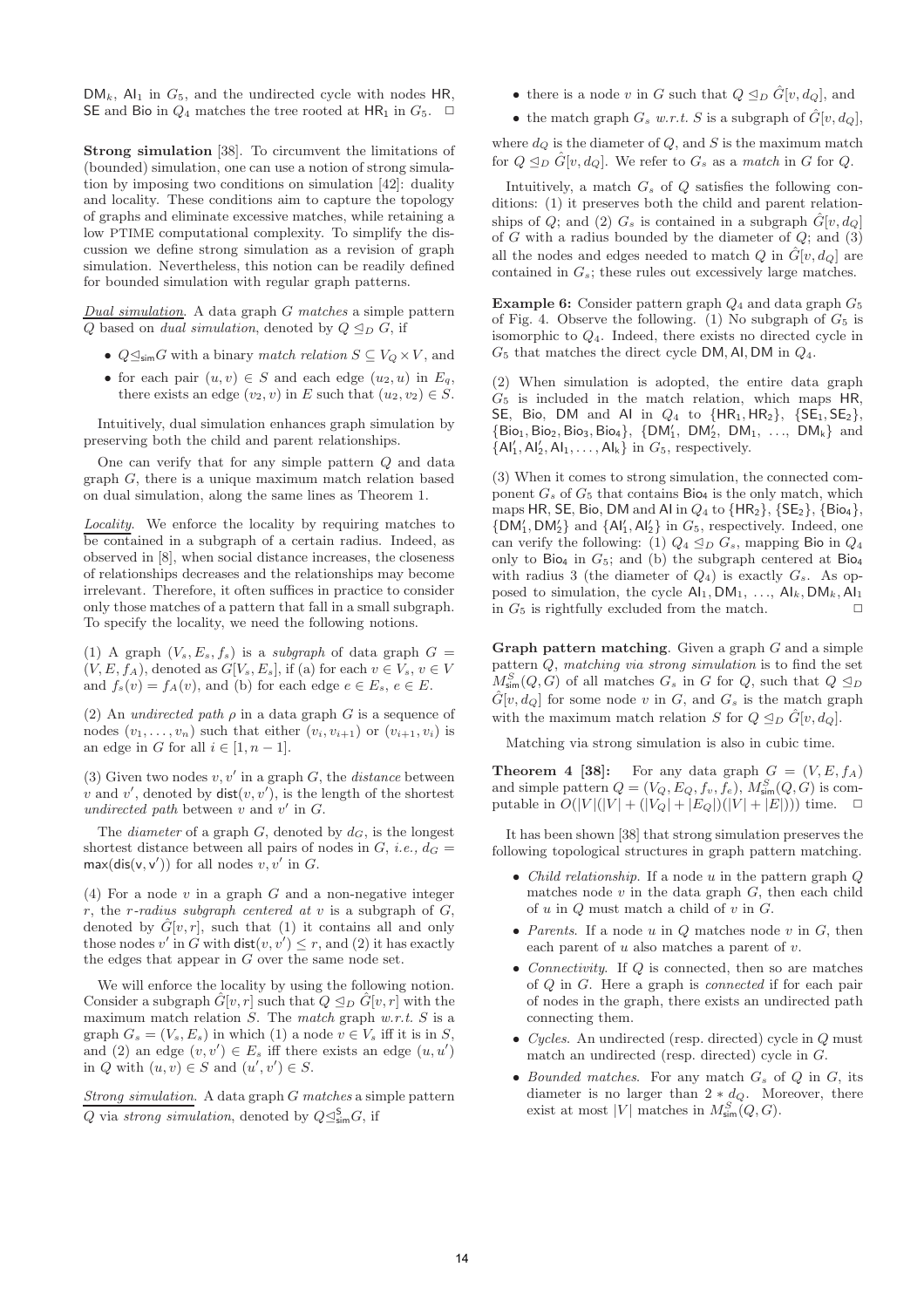$\mathsf{DM}_k$, $\mathsf{AI}_1$ in $G_5$, and the undirected cycle with nodes HR, SE and Bio in $Q_4$ matches the tree rooted at $\mathsf{HR}_1$ in $G_5$. $\square$

**Strong simulation** [38]. To circumvent the limitations of (bounded) simulation, one can use a notion of strong simulation by imposing two conditions on simulation [42]: duality and locality. These conditions aim to capture the topology of graphs and eliminate excessive matches, while retaining a low PTIME computational complexity. To simplify the discussion we define strong simulation as a revision of graph simulation. Nevertheless, this notion can be readily defined for bounded simulation with regular graph patterns.

*Dual simulation*. A data graph $G$ *matches* a simple pattern $Q$ based on *dual simulation*, denoted by $Q \trianglelefteq_D G$, if

- $Q \trianglelefteq_{\mathsf{sim}} G$ with a binary *match relation* $S \subseteq V_Q \times V$, and
- for each pair $(u, v) \in S$ and each edge $(u_2, u)$ in $E_q$, there exists an edge $(v_2, v)$ in $E$ such that $(u_2, v_2) \in S$.

Intuitively, dual simulation enhances graph simulation by preserving both the child and parent relationships.

One can verify that for any simple pattern $Q$ and data graph $G$, there is a unique maximum match relation based on dual simulation, along the same lines as Theorem 1.

*Locality*. We enforce the locality by requiring matches to be contained in a subgraph of a certain radius. Indeed, as observed in [8], when social distance increases, the closeness of relationships decreases and the relationships may become irrelevant. Therefore, it often suffices in practice to consider only those matches of a pattern that fall in a small subgraph. To specify the locality, we need the following notions.

(1) A graph $(V_s, E_s, f_s)$ is a *subgraph* of data graph $G = (V, E, f_A)$, denoted as $G[V_s, E_s]$, if (a) for each $v \in V_s$, $v \in V$ and $f_s(v) = f_A(v)$, and (b) for each edge $e \in E_s$, $e \in E$.

(2) An *undirected path* $\rho$ in a data graph $G$ is a sequence of nodes $(v_1, \ldots, v_n)$ such that either $(v_i, v_{i+1})$ or $(v_{i+1}, v_i)$ is an edge in $G$ for all $i \in [1, n-1]$.

(3) Given two nodes $v, v'$ in a graph $G$, the *distance* between $v$ and $v'$, denoted by $\mathsf{dist}(v, v')$, is the length of the shortest *undirected path* between $v$ and $v'$ in $G$.

The *diameter* of a graph $G$, denoted by $d_G$, is the longest shortest distance between all pairs of nodes in $G$, *i.e.,* $d_G = \max(\mathsf{dis}(v, v'))$ for all nodes $v, v'$ in $G$.

(4) For a node $v$ in a graph $G$ and a non-negative integer $r$, the *r-radius subgraph centered at* $v$ is a subgraph of $G$, denoted by $\hat{G}[v, r]$, such that (1) it contains all and only those nodes $v'$ in $G$ with $\mathsf{dist}(v, v') \leq r$, and (2) it has exactly the edges that appear in $G$ over the same node set.

We will enforce the locality by using the following notion. Consider a subgraph $\hat{G}[v, r]$ such that $Q \trianglelefteq_D \hat{G}[v, r]$ with the maximum match relation $S$. The *match* graph *w.r.t.* $S$ is a graph $G_s = (V_s, E_s)$ in which (1) a node $v \in V_s$ iff it is in $S$, and (2) an edge $(v, v') \in E_s$ iff there exists an edge $(u, u')$ in $Q$ with $(u, v) \in S$ and $(u', v') \in S$.

*Strong simulation*. A data graph $G$ *matches* a simple pattern $Q$ via *strong simulation*, denoted by $Q \trianglelefteq^{\mathsf{S}}_{\mathsf{sim}} G$, if

- there is a node $v$ in $G$ such that $Q \trianglelefteq_D \hat{G}[v, d_Q]$, and
- the match graph $G_s$ *w.r.t.* $S$ is a subgraph of $\hat{G}[v, d_Q]$,

where $d_Q$ is the diameter of $Q$, and $S$ is the maximum match for $Q \trianglelefteq_D \hat{G}[v, d_Q]$. We refer to $G_s$ as a *match* in $G$ for $Q$.

Intuitively, a match $G_s$ of $Q$ satisfies the following conditions: (1) it preserves both the child and parent relationships of $Q$; and (2) $G_s$ is contained in a subgraph $\hat{G}[v, d_Q]$ of $G$ with a radius bounded by the diameter of $Q$; and (3) all the nodes and edges needed to match $Q$ in $\hat{G}[v, d_Q]$ are contained in $G_s$; these rules out excessively large matches.

**Example 6:** Consider pattern graph $Q_4$ and data graph $G_5$ of Fig. 4. Observe the following. (1) No subgraph of $G_5$ is isomorphic to $Q_4$. Indeed, there exists no directed cycle in $G_5$ that matches the direct cycle DM, AI, DM in $Q_4$.

(2) When simulation is adopted, the entire data graph $G_5$ is included in the match relation, which maps HR, SE, Bio, DM and AI in $Q_4$ to $\{\mathsf{HR}_1, \mathsf{HR}_2\}$, $\{\mathsf{SE}_1, \mathsf{SE}_2\}$, $\{\mathsf{Bio}_1, \mathsf{Bio}_2, \mathsf{Bio}_3, \mathsf{Bio}_4\}$, $\{\mathsf{DM}'_1, \mathsf{DM}'_2, \mathsf{DM}_1, \ldots, \mathsf{DM}_k\}$ and $\{\mathsf{AI}'_1, \mathsf{AI}'_2, \mathsf{AI}_1, \ldots, \mathsf{AI}_k\}$ in $G_5$, respectively.

(3) When it comes to strong simulation, the connected component $G_s$ of $G_5$ that contains $\mathsf{Bio}_4$ is the only match, which maps HR, SE, Bio, DM and AI in $Q_4$ to $\{\mathsf{HR}_2\}$, $\{\mathsf{SE}_2\}$, $\{\mathsf{Bio}_4\}$, $\{\mathsf{DM}'_1, \mathsf{DM}'_2\}$ and $\{\mathsf{AI}'_1, \mathsf{AI}'_2\}$ in $G_5$, respectively. Indeed, one can verify the following: (1) $Q_4 \trianglelefteq_D G_s$, mapping Bio in $Q_4$ only to $\mathsf{Bio}_4$ in $G_5$; and (b) the subgraph centered at $\mathsf{Bio}_4$ with radius 3 (the diameter of $Q_4$) is exactly $G_s$. As opposed to simulation, the cycle $\mathsf{AI}_1, \mathsf{DM}_1, \ldots, \mathsf{AI}_k, \mathsf{DM}_k, \mathsf{AI}_1$ in $G_5$ is rightfully excluded from the match. $\square$

**Graph pattern matching**. Given a graph $G$ and a simple pattern $Q$, *matching via strong simulation* is to find the set $M^S_{\mathsf{sim}}(Q, G)$ of all matches $G_s$ in $G$ for $Q$, such that $Q \trianglelefteq_D \hat{G}[v, d_Q]$ for some node $v$ in $G$, and $G_s$ is the match graph with the maximum match relation $S$ for $Q \trianglelefteq_D \hat{G}[v, d_Q]$.

Matching via strong simulation is also in cubic time.

**Theorem 4 [38]:** For any data graph $G = (V, E, f_A)$ and simple pattern $Q = (V_Q, E_Q, f_v, f_e)$, $M^S_{\mathsf{sim}}(Q, G)$ is computable in $O(|V|(|V| + (|V_Q| + |E_Q|)(|V| + |E|)))$ time. $\square$

It has been shown [38] that strong simulation preserves the following topological structures in graph pattern matching.

- *Child relationship.* If a node $u$ in the pattern graph $Q$ matches node $v$ in the data graph $G$, then each child of $u$ in $Q$ must match a child of $v$ in $G$.
- *Parents.* If a node $u$ in $Q$ matches node $v$ in $G$, then each parent of $u$ also matches a parent of $v$.
- *Connectivity.* If $Q$ is connected, then so are matches of $Q$ in $G$. Here a graph is *connected* if for each pair of nodes in the graph, there exists an undirected path connecting them.
- *Cycles.* An undirected (resp. directed) cycle in $Q$ must match an undirected (resp. directed) cycle in $G$.
- *Bounded matches.* For any match $G_s$ of $Q$ in $G$, its diameter is no larger than $2 * d_Q$. Moreover, there exist at most $|V|$ matches in $M^S_{\mathsf{sim}}(Q, G)$.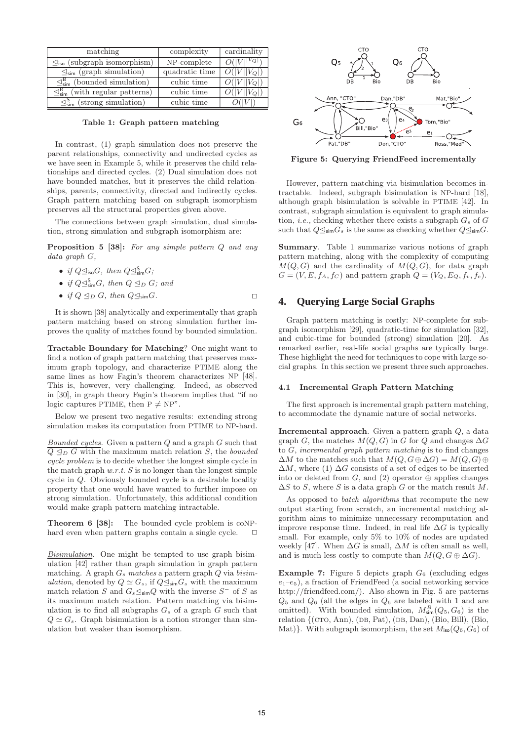| matching | complexity | cardinality |
|---|---|---|
| $\trianglelefteq_{\mathsf{iso}}$ (subgraph isomorphism) | NP-complete | $O(\|V\|^{\|V_Q\|})$ |
| $\trianglelefteq_{\mathsf{sim}}$ (graph simulation) | quadratic time | $O(\|V\|\|V_Q\|)$ |
| $\trianglelefteq^{\mathsf{B}}_{\mathsf{sim}}$ (bounded simulation) | cubic time | $O(\|V\|\|V_Q\|)$ |
| $\trianglelefteq^{\mathsf{K}}_{\mathsf{sim}}$ (with regular patterns) | cubic time | $O(\|V\|\|V_Q\|)$ |
| $\trianglelefteq^{\mathsf{S}}_{\mathsf{sim}}$ (strong simulation) | cubic time | $O(\|V\|)$ |

**Table 1: Graph pattern matching**

In contrast, (1) graph simulation does not preserve the parent relationships, connectivity and undirected cycles as we have seen in Example 5, while it preserves the child relationships and directed cycles. (2) Dual simulation does not have bounded matches, but it preserves the child relationships, parents, connectivity, directed and indirectly cycles. Graph pattern matching based on subgraph isomorphism preserves all the structural properties given above.

The connections between graph simulation, dual simulation, strong simulation and subgraph isomorphism are:

**Proposition 5 [38]:** *For any simple pattern $Q$ and any data graph $G$,*

- *if $Q \trianglelefteq_{\mathsf{iso}} G$, then $Q \trianglelefteq^{\mathsf{S}}_{\mathsf{sim}} G$;*
- *if $Q \trianglelefteq^{\mathsf{S}}_{\mathsf{sim}} G$, then $Q \trianglelefteq_D G$; and*
- *if $Q \trianglelefteq_D G$, then $Q \trianglelefteq_{\mathsf{sim}} G$.* □

It is shown [38] analytically and experimentally that graph pattern matching based on strong simulation further improves the quality of matches found by bounded simulation.

**Tractable Boundary for Matching**? One might want to find a notion of graph pattern matching that preserves maximum graph topology, and characterize PTIME along the same lines as how Fagin's theorem characterizes NP [48]. This is, however, very challenging. Indeed, as observed in [30], in graph theory Fagin's theorem implies that "if no logic captures PTIME, then P $\neq$ NP".

Below we present two negative results: extending strong simulation makes its computation from PTIME to NP-hard.

Bounded cycles. Given a pattern $Q$ and a graph $G$ such that $Q \trianglelefteq_D G$ with the maximum match relation $S$, the *bounded cycle problem* is to decide whether the longest simple cycle in the match graph *w.r.t.* $S$ is no longer than the longest simple cycle in $Q$. Obviously bounded cycle is a desirable locality property that one would have wanted to further impose on strong simulation. Unfortunately, this additional condition would make graph pattern matching intractable.

**Theorem 6 [38]:** The bounded cycle problem is coNP-hard even when pattern graphs contain a single cycle. □

Bisimulation. One might be tempted to use graph bisimulation [42] rather than graph simulation in graph pattern matching. A graph $G_s$ *matches* a pattern graph $Q$ via *bisimulation*, denoted by $Q \simeq G_s$, if $Q \trianglelefteq_{\mathsf{sim}} G_s$ with the maximum match relation $S$ and $G_s \trianglelefteq_{\mathsf{sim}} Q$ with the inverse $S^-$ of $S$ as its maximum match relation. Pattern matching via bisimulation is to find all subgraphs $G_s$ of a graph $G$ such that $Q \simeq G_s$. Graph bisimulation is a notion stronger than simulation but weaker than isomorphism.

**Figure 5: Querying FriendFeed incrementally**

However, pattern matching via bisimulation becomes intractable. Indeed, subgraph bisimulation is NP-hard [18], although graph bisimulation is solvable in PTIME [42]. In contrast, subgraph simulation is equivalent to graph simulation, *i.e.,* checking whether there exists a subgraph $G_s$ of $G$ such that $Q \trianglelefteq_{\mathsf{sim}} G_s$ is the same as checking whether $Q \trianglelefteq_{\mathsf{sim}} G$.

**Summary**. Table 1 summarize various notions of graph pattern matching, along with the complexity of computing $M(Q,G)$ and the cardinality of $M(Q,G)$, for data graph $G = (V, E, f_A, f_C)$ and pattern graph $Q = (V_Q, E_Q, f_v, f_e)$.

## 4. Querying Large Social Graphs

Graph pattern matching is costly: NP-complete for subgraph isomorphism [29], quadratic-time for simulation [32], and cubic-time for bounded (strong) simulation [20]. As remarked earlier, real-life social graphs are typically large. These highlight the need for techniques to cope with large social graphs. In this section we present three such approaches.

### 4.1 Incremental Graph Pattern Matching

The first approach is incremental graph pattern matching, to accommodate the dynamic nature of social networks.

**Incremental approach**. Given a pattern graph $Q$, a data graph $G$, the matches $M(Q,G)$ in $G$ for $Q$ and changes $\Delta G$ to $G$, *incremental graph pattern matching* is to find changes $\Delta M$ to the matches such that $M(Q, G \oplus \Delta G) = M(Q,G) \oplus \Delta M$, where (1) $\Delta G$ consists of a set of edges to be inserted into or deleted from $G$, and (2) operator $\oplus$ applies changes $\Delta S$ to $S$, where $S$ is a data graph $G$ or the match result $M$.

As opposed to *batch algorithms* that recompute the new output starting from scratch, an incremental matching algorithm aims to minimize unnecessary recomputation and improve response time. Indeed, in real life $\Delta G$ is typically small. For example, only 5% to 10% of nodes are updated weekly [47]. When $\Delta G$ is small, $\Delta M$ is often small as well, and is much less costly to compute than $M(Q, G \oplus \Delta G)$.

**Example 7:** Figure 5 depicts graph $G_6$ (excluding edges $e_1$–$e_5$), a fraction of FriendFeed (a social networking service http://friendfeed.com/). Also shown in Fig. 5 are patterns $Q_5$ and $Q_6$ (all the edges in $Q_6$ are labeled with 1 and are omitted). With bounded simulation, $M^B_{\mathsf{sim}}(Q_5, G_6)$ is the relation {(CTO, Ann), (DB, Pat), (DB, Dan), (Bio, Bill), (Bio, Mat)}. With subgraph isomorphism, the set $M_{\mathsf{iso}}(Q_6, G_6)$ of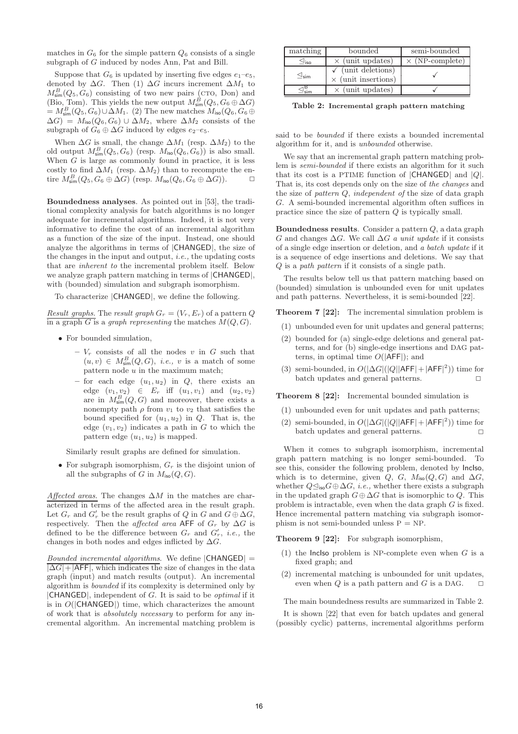matches in $G_6$ for the simple pattern $Q_6$ consists of a single subgraph of $G$ induced by nodes Ann, Pat and Bill.

Suppose that $G_6$ is updated by inserting five edges $e_1$–$e_5$, denoted by $\Delta G$. Then (1) $\Delta G$ incurs increment $\Delta M_1$ to $M^B_{\mathsf{sim}}(Q_5, G_6)$ consisting of two new pairs (CTO, Don) and (Bio, Tom). This yields the new output $M^B_{\mathsf{sim}}(Q_5, G_6 \oplus \Delta G) = M^B_{\mathsf{sim}}(Q_5, G_6) \cup \Delta M_1$. (2) The new matches $M_{\mathsf{iso}}(Q_6, G_6 \oplus \Delta G) = M_{\mathsf{iso}}(Q_6, G_6) \cup \Delta M_2$, where $\Delta M_2$ consists of the subgraph of $G_6 \oplus \Delta G$ induced by edges $e_2$–$e_5$.

When $\Delta G$ is small, the change $\Delta M_1$ (resp. $\Delta M_2$) to the old output $M^B_{\mathsf{sim}}(Q_5, G_6)$ (resp. $M_{\mathsf{iso}}(Q_6, G_6)$) is also small. When $G$ is large as commonly found in practice, it is less costly to find $\Delta M_1$ (resp. $\Delta M_2$) than to recompute the entire $M^B_{\mathsf{sim}}(Q_5, G_6 \oplus \Delta G)$ (resp. $M_{\mathsf{iso}}(Q_6, G_6 \oplus \Delta G)$). □

**Boundedness analyses**. As pointed out in [53], the traditional complexity analysis for batch algorithms is no longer adequate for incremental algorithms. Indeed, it is not very informative to define the cost of an incremental algorithm as a function of the size of the input. Instead, one should analyze the algorithms in terms of |CHANGED|, the size of the changes in the input and output, *i.e.,* the updating costs that are *inherent to* the incremental problem itself. Below we analyze graph pattern matching in terms of |CHANGED|, with (bounded) simulation and subgraph isomorphism.

To characterize |CHANGED|, we define the following.

*Result graphs.* The *result graph* $G_r = (V_r, E_r)$ of a pattern $Q$ in a graph $G$ is a *graph representing* the matches $M(Q, G)$.

- For bounded simulation,
  - $V_r$ consists of all the nodes $v$ in $G$ such that $(u, v) \in M^B_{\mathsf{sim}}(Q, G)$, *i.e.,* $v$ is a match of some pattern node $u$ in the maximum match;
  - for each edge $(u_1, u_2)$ in $Q$, there exists an edge $(v_1, v_2) \in E_r$ iff $(u_1, v_1)$ and $(u_2, v_2)$ are in $M^B_{\mathsf{sim}}(Q, G)$ and moreover, there exists a nonempty path $\rho$ from $v_1$ to $v_2$ that satisfies the bound specified for $(u_1, u_2)$ in $Q$. That is, the edge $(v_1, v_2)$ indicates a path in $G$ to which the pattern edge $(u_1, u_2)$ is mapped.

  Similarly result graphs are defined for simulation.

- For subgraph isomorphism, $G_r$ is the disjoint union of all the subgraphs of $G$ in $M_{\mathsf{iso}}(Q, G)$.

*Affected areas.* The changes $\Delta M$ in the matches are characterized in terms of the affected area in the result graph. Let $G_r$ and $G'_r$ be the result graphs of $Q$ in $G$ and $G \oplus \Delta G$, respectively. Then the *affected area* AFF of $G_r$ by $\Delta G$ is defined to be the difference between $G_r$ and $G'_r$, *i.e.,* the changes in both nodes and edges inflicted by $\Delta G$.

*Bounded incremental algorithms.* We define |CHANGED| = $|\Delta G|$ + |AFF|, which indicates the size of changes in the data graph (input) and match results (output). An incremental algorithm is *bounded* if its complexity is determined only by |CHANGED|, independent of $G$. It is said to be *optimal* if it is in $O(|\mathsf{CHANGED}|)$ time, which characterizes the amount of work that is *absolutely necessary* to perform for any incremental algorithm. An incremental matching problem is said to be *bounded* if there exists a bounded incremental algorithm for it, and is *unbounded* otherwise.

| matching | bounded | semi-bounded |
|---|---|---|
| $\unlhd_{\mathsf{iso}}$ | × (unit updates) | × (NP-complete) |
| $\unlhd_{\mathsf{sim}}$ | ✓ (unit deletions)<br>× (unit insertions) | ✓ |
| $\unlhd^B_{\mathsf{sim}}$ | × (unit updates) | ✓ |

**Table 2: Incremental graph pattern matching**

We say that an incremental graph pattern matching problem is *semi-bounded* if there exists an algorithm for it such that its cost is a PTIME function of |CHANGED| and $|Q|$. That is, its cost depends only on the size of *the changes* and the size of *pattern* $Q$, *independent of* the size of data graph $G$. A semi-bounded incremental algorithm often suffices in practice since the size of pattern $Q$ is typically small.

**Boundedness results**. Consider a pattern $Q$, a data graph $G$ and changes $\Delta G$. We call $\Delta G$ *a unit update* if it consists of a single edge insertion or deletion, and *a batch update* if it is a sequence of edge insertions and deletions. We say that $Q$ is a *path pattern* if it consists of a single path.

The results below tell us that pattern matching based on (bounded) simulation is unbounded even for unit updates and path patterns. Nevertheless, it is semi-bounded [22].

**Theorem 7 [22]:** The incremental simulation problem is

(1) unbounded even for unit updates and general patterns;

(2) bounded for (a) single-edge deletions and general patterns, and for (b) single-edge insertions and DAG patterns, in optimal time $O(|\mathsf{AFF}|)$; and

(3) semi-bounded, in $O(|\Delta G|(|Q||\mathsf{AFF}| + |\mathsf{AFF}|^2))$ time for batch updates and general patterns. □

**Theorem 8 [22]:** Incremental bounded simulation is

(1) unbounded even for unit updates and path patterns;

(2) semi-bounded, in $O(|\Delta G|(|Q||\mathsf{AFF}| + |\mathsf{AFF}|^2))$ time for batch updates and general patterns. □

When it comes to subgraph isomorphism, incremental graph pattern matching is no longer semi-bounded. To see this, consider the following problem, denoted by IncIso, which is to determine, given $Q$, $G$, $M_{\mathsf{iso}}(Q, G)$ and $\Delta G$, whether $Q \unlhd_{\mathsf{iso}} G \oplus \Delta G$, *i.e.,* whether there exists a subgraph in the updated graph $G \oplus \Delta G$ that is isomorphic to $Q$. This problem is intractable, even when the data graph $G$ is fixed. Hence incremental pattern matching via subgraph isomorphism is not semi-bounded unless P = NP.

**Theorem 9 [22]:** For subgraph isomorphism,

(1) the IncIso problem is NP-complete even when $G$ is a fixed graph; and

(2) incremental matching is unbounded for unit updates, even when $Q$ is a path pattern and $G$ is a DAG. □

The main boundedness results are summarized in Table 2.

It is shown [22] that even for batch updates and general (possibly cyclic) patterns, incremental algorithms perform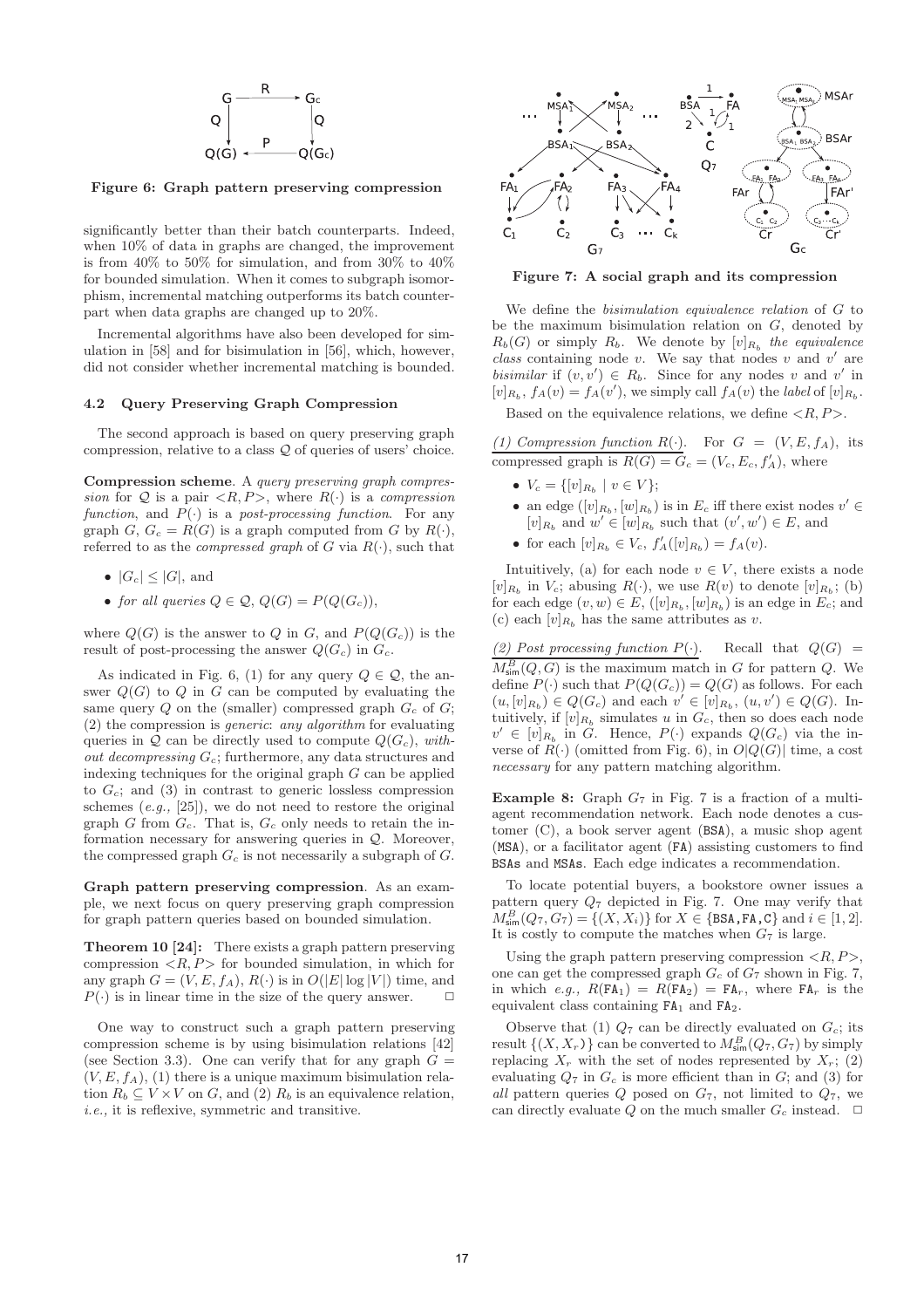Figure 6: Graph pattern preserving compression

significantly better than their batch counterparts. Indeed, when 10% of data in graphs are changed, the improvement is from 40% to 50% for simulation, and from 30% to 40% for bounded simulation. When it comes to subgraph isomorphism, incremental matching outperforms its batch counterpart when data graphs are changed up to 20%.

Incremental algorithms have also been developed for simulation in [58] and for bisimulation in [56], which, however, did not consider whether incremental matching is bounded.

### 4.2 Query Preserving Graph Compression

The second approach is based on query preserving graph compression, relative to a class $\mathcal{Q}$ of queries of users' choice.

**Compression scheme**. A *query preserving graph compression* for $\mathcal{Q}$ is a pair $<R, P>$, where $R(\cdot)$ is a *compression function*, and $P(\cdot)$ is a *post-processing function*. For any graph $G$, $G_c = R(G)$ is a graph computed from $G$ by $R(\cdot)$, referred to as the *compressed graph* of $G$ via $R(\cdot)$, such that

- $|G_c| \leq |G|$, and
- *for all queries* $Q \in \mathcal{Q}$, $Q(G) = P(Q(G_c))$,

where $Q(G)$ is the answer to $Q$ in $G$, and $P(Q(G_c))$ is the result of post-processing the answer $Q(G_c)$ in $G_c$.

As indicated in Fig. 6, (1) for any query $Q \in \mathcal{Q}$, the answer $Q(G)$ to $Q$ in $G$ can be computed by evaluating the same query $Q$ on the (smaller) compressed graph $G_c$ of $G$; (2) the compression is *generic*: *any algorithm* for evaluating queries in $\mathcal{Q}$ can be directly used to compute $Q(G_c)$, *without decompressing* $G_c$; furthermore, any data structures and indexing techniques for the original graph $G$ can be applied to $G_c$; and (3) in contrast to generic lossless compression schemes (*e.g.,* [25]), we do not need to restore the original graph $G$ from $G_c$. That is, $G_c$ only needs to retain the information necessary for answering queries in $\mathcal{Q}$. Moreover, the compressed graph $G_c$ is not necessarily a subgraph of $G$.

**Graph pattern preserving compression**. As an example, we next focus on query preserving graph compression for graph pattern queries based on bounded simulation.

**Theorem 10 [24]:** There exists a graph pattern preserving compression $<R, P>$ for bounded simulation, in which for any graph $G = (V, E, f_A)$, $R(\cdot)$ is in $O(|E| \log |V|)$ time, and $P(\cdot)$ is in linear time in the size of the query answer. □

One way to construct such a graph pattern preserving compression scheme is by using bisimulation relations [42] (see Section 3.3). One can verify that for any graph $G = (V, E, f_A)$, (1) there is a unique maximum bisimulation relation $R_b \subseteq V \times V$ on $G$, and (2) $R_b$ is an equivalence relation, *i.e.,* it is reflexive, symmetric and transitive.

Figure 7: A social graph and its compression

We define the *bisimulation equivalence relation* of $G$ to be the maximum bisimulation relation on $G$, denoted by $R_b(G)$ or simply $R_b$. We denote by $[v]_{R_b}$ *the equivalence class* containing node $v$. We say that nodes $v$ and $v'$ are *bisimilar* if $(v, v') \in R_b$. Since for any nodes $v$ and $v'$ in $[v]_{R_b}$, $f_A(v) = f_A(v')$, we simply call $f_A(v)$ the *label* of $[v]_{R_b}$.

Based on the equivalence relations, we define $<R, P>$.

<u>(1) Compression function $R(\cdot)$.</u> For $G = (V, E, f_A)$, its compressed graph is $R(G) = G_c = (V_c, E_c, f'_A)$, where

- $V_c = \{[v]_{R_b} \mid v \in V\}$;
- an edge $([v]_{R_b}, [w]_{R_b})$ is in $E_c$ iff there exist nodes $v' \in [v]_{R_b}$ and $w' \in [w]_{R_b}$ such that $(v', w') \in E$, and
- for each $[v]_{R_b} \in V_c$, $f'_A([v]_{R_b}) = f_A(v)$.

Intuitively, (a) for each node $v \in V$, there exists a node $[v]_{R_b}$ in $V_c$; abusing $R(\cdot)$, we use $R(v)$ to denote $[v]_{R_b}$; (b) for each edge $(v, w) \in E$, $([v]_{R_b}, [w]_{R_b})$ is an edge in $E_c$; and (c) each $[v]_{R_b}$ has the same attributes as $v$.

<u>(2) Post processing function $P(\cdot)$.</u> Recall that $Q(G) = M^B_{\mathsf{sim}}(Q, G)$ is the maximum match in $G$ for pattern $Q$. We define $P(\cdot)$ such that $P(Q(G_c)) = Q(G)$ as follows. For each $(u, [v]_{R_b}) \in Q(G_c)$ and each $v' \in [v]_{R_b}$, $(u, v') \in Q(G)$. Intuitively, if $[v]_{R_b}$ simulates $u$ in $G_c$, then so does each node $v' \in [v]_{R_b}$ in $G$. Hence, $P(\cdot)$ expands $Q(G_c)$ via the inverse of $R(\cdot)$ (omitted from Fig. 6), in $O|Q(G)|$ time, a cost *necessary* for any pattern matching algorithm.

**Example 8:** Graph $G_7$ in Fig. 7 is a fraction of a multi-agent recommendation network. Each node denotes a customer (C), a book server agent (BSA), a music shop agent (MSA), or a facilitator agent (FA) assisting customers to find BSAs and MSAs. Each edge indicates a recommendation.

To locate potential buyers, a bookstore owner issues a pattern query $Q_7$ depicted in Fig. 7. One may verify that $M^B_{\mathsf{sim}}(Q_7, G_7) = \{(X, X_i)\}$ for $X \in \{\texttt{BSA}, \texttt{FA}, \texttt{C}\}$ and $i \in [1, 2]$. It is costly to compute the matches when $G_7$ is large.

Using the graph pattern preserving compression $<R, P>$, one can get the compressed graph $G_c$ of $G_7$ shown in Fig. 7, in which *e.g.,* $R(\texttt{FA}_1) = R(\texttt{FA}_2) = \texttt{FA}_r$, where $\texttt{FA}_r$ is the equivalent class containing $\texttt{FA}_1$ and $\texttt{FA}_2$.

Observe that (1) $Q_7$ can be directly evaluated on $G_c$; its result $\{(X, X_r)\}$ can be converted to $M^B_{\mathsf{sim}}(Q_7, G_7)$ by simply replacing $X_r$ with the set of nodes represented by $X_r$; (2) evaluating $Q_7$ in $G_c$ is more efficient than in $G$; and (3) for *all* pattern queries $Q$ posed on $G_7$, not limited to $Q_7$, we can directly evaluate $Q$ on the much smaller $G_c$ instead. □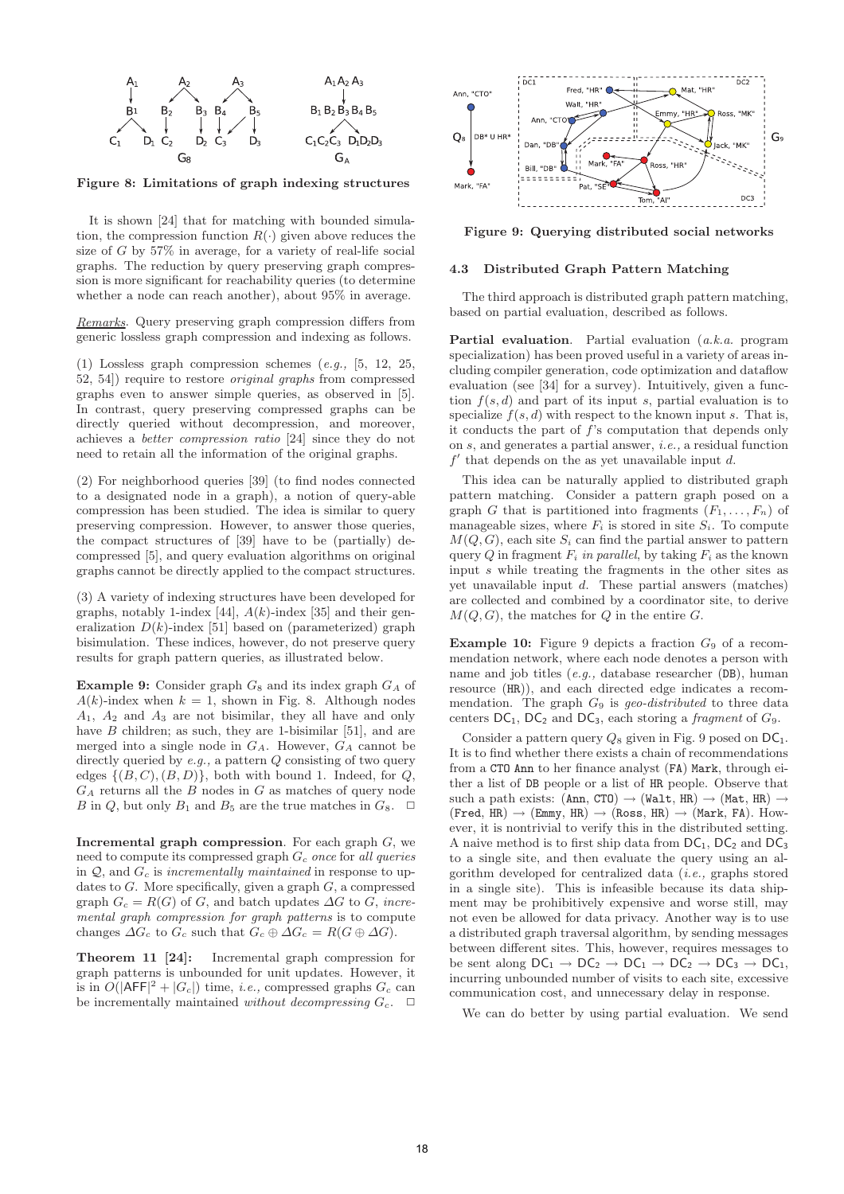Figure 8: Limitations of graph indexing structures

It is shown [24] that for matching with bounded simulation, the compression function $R(\cdot)$ given above reduces the size of $G$ by 57% in average, for a variety of real-life social graphs. The reduction by query preserving graph compression is more significant for reachability queries (to determine whether a node can reach another), about 95% in average.

*Remarks*. Query preserving graph compression differs from generic lossless graph compression and indexing as follows.

(1) Lossless graph compression schemes (*e.g.,* [5, 12, 25, 52, 54]) require to restore *original graphs* from compressed graphs even to answer simple queries, as observed in [5]. In contrast, query preserving compressed graphs can be directly queried without decompression, and moreover, achieves a *better compression ratio* [24] since they do not need to retain all the information of the original graphs.

(2) For neighborhood queries [39] (to find nodes connected to a designated node in a graph), a notion of query-able compression has been studied. The idea is similar to query preserving compression. However, to answer those queries, the compact structures of [39] have to be (partially) decompressed [5], and query evaluation algorithms on original graphs cannot be directly applied to the compact structures.

(3) A variety of indexing structures have been developed for graphs, notably 1-index [44], $A(k)$-index [35] and their generalization $D(k)$-index [51] based on (parameterized) graph bisimulation. These indices, however, do not preserve query results for graph pattern queries, as illustrated below.

**Example 9:** Consider graph $G_8$ and its index graph $G_A$ of $A(k)$-index when $k = 1$, shown in Fig. 8. Although nodes $A_1$, $A_2$ and $A_3$ are not bisimilar, they all have and only have $B$ children; as such, they are 1-bisimilar [51], and are merged into a single node in $G_A$. However, $G_A$ cannot be directly queried by *e.g.,* a pattern $Q$ consisting of two query edges $\{(B, C), (B, D)\}$, both with bound 1. Indeed, for $Q$, $G_A$ returns all the $B$ nodes in $G$ as matches of query node $B$ in $Q$, but only $B_1$ and $B_5$ are the true matches in $G_8$. □

**Incremental graph compression**. For each graph $G$, we need to compute its compressed graph $G_c$ *once* for *all queries* in $\mathcal{Q}$, and $G_c$ is *incrementally maintained* in response to updates to $G$. More specifically, given a graph $G$, a compressed graph $G_c = R(G)$ of $G$, and batch updates $\Delta G$ to $G$, *incremental graph compression for graph patterns* is to compute changes $\Delta G_c$ to $G_c$ such that $G_c \oplus \Delta G_c = R(G \oplus \Delta G)$.

**Theorem 11 [24]:** Incremental graph compression for graph patterns is unbounded for unit updates. However, it is in $O(|\mathsf{AFF}|^2 + |G_c|)$ time, *i.e.,* compressed graphs $G_c$ can be incrementally maintained *without decompressing* $G_c$. □

Figure 9: Querying distributed social networks

### 4.3 Distributed Graph Pattern Matching

The third approach is distributed graph pattern matching, based on partial evaluation, described as follows.

**Partial evaluation**. Partial evaluation (*a.k.a.* program specialization) has been proved useful in a variety of areas including compiler generation, code optimization and dataflow evaluation (see [34] for a survey). Intuitively, given a function $f(s, d)$ and part of its input $s$, partial evaluation is to specialize $f(s, d)$ with respect to the known input $s$. That is, it conducts the part of $f$'s computation that depends only on $s$, and generates a partial answer, *i.e.,* a residual function $f'$ that depends on the as yet unavailable input $d$.

This idea can be naturally applied to distributed graph pattern matching. Consider a pattern graph posed on a graph $G$ that is partitioned into fragments $(F_1, \ldots, F_n)$ of manageable sizes, where $F_i$ is stored in site $S_i$. To compute $M(Q, G)$, each site $S_i$ can find the partial answer to pattern query $Q$ in fragment $F_i$ *in parallel*, by taking $F_i$ as the known input $s$ while treating the fragments in the other sites as yet unavailable input $d$. These partial answers (matches) are collected and combined by a coordinator site, to derive $M(Q, G)$, the matches for $Q$ in the entire $G$.

**Example 10:** Figure 9 depicts a fraction $G_9$ of a recommendation network, where each node denotes a person with name and job titles (*e.g.,* database researcher (DB), human resource (HR)), and each directed edge indicates a recommendation. The graph $G_9$ is *geo-distributed* to three data centers $\mathsf{DC}_1$, $\mathsf{DC}_2$ and $\mathsf{DC}_3$, each storing a *fragment* of $G_9$.

Consider a pattern query $Q_8$ given in Fig. 9 posed on $\mathsf{DC}_1$. It is to find whether there exists a chain of recommendations from a CTO Ann to her finance analyst (FA) Mark, through either a list of DB people or a list of HR people. Observe that such a path exists: (Ann, CTO) → (Walt, HR) → (Mat, HR) → (Fred, HR) → (Emmy, HR) → (Ross, HR) → (Mark, FA). However, it is nontrivial to verify this in the distributed setting. A naive method is to first ship data from $\mathsf{DC}_1$, $\mathsf{DC}_2$ and $\mathsf{DC}_3$ to a single site, and then evaluate the query using an algorithm developed for centralized data (*i.e.,* graphs stored in a single site). This is infeasible because its data shipment may be prohibitively expensive and worse still, may not even be allowed for data privacy. Another way is to use a distributed graph traversal algorithm, by sending messages between different sites. This, however, requires messages to be sent along $\mathsf{DC}_1 \to \mathsf{DC}_2 \to \mathsf{DC}_1 \to \mathsf{DC}_2 \to \mathsf{DC}_3 \to \mathsf{DC}_1$, incurring unbounded number of visits to each site, excessive communication cost, and unnecessary delay in response.

We can do better by using partial evaluation. We send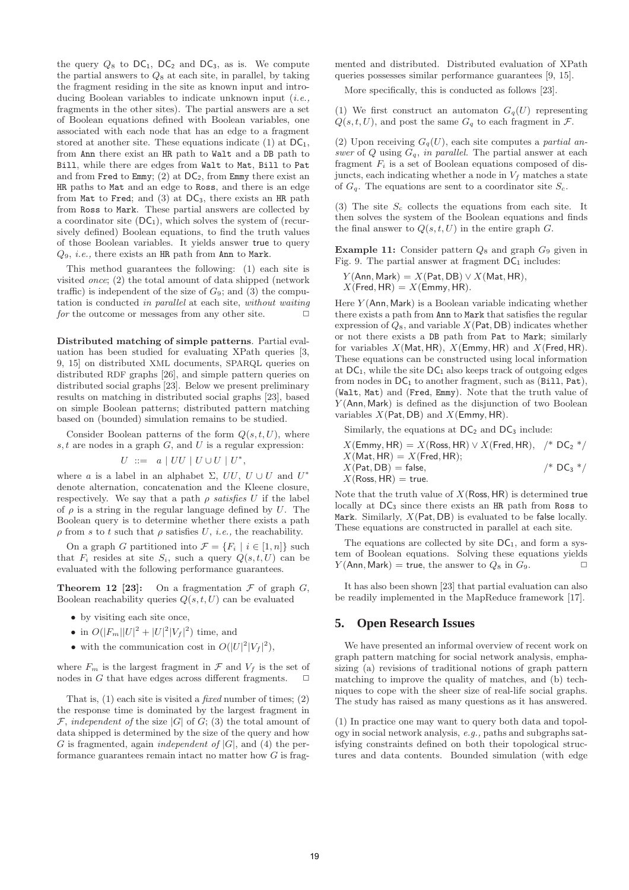the query $Q_8$ to $\mathsf{DC}_1$, $\mathsf{DC}_2$ and $\mathsf{DC}_3$, as is. We compute the partial answers to $Q_8$ at each site, in parallel, by taking the fragment residing in the site as known input and introducing Boolean variables to indicate unknown input (*i.e.,* fragments in the other sites). The partial answers are a set of Boolean equations defined with Boolean variables, one associated with each node that has an edge to a fragment stored at another site. These equations indicate (1) at $\mathsf{DC}_1$, from Ann there exist an HR path to Walt and a DB path to Bill, while there are edges from Walt to Mat, Bill to Pat and from Fred to Emmy; (2) at $\mathsf{DC}_2$, from Emmy there exist an HR paths to Mat and an edge to Ross, and there is an edge from Mat to Fred; and (3) at $\mathsf{DC}_3$, there exists an HR path from Ross to Mark. These partial answers are collected by a coordinator site ($\mathsf{DC}_1$), which solves the system of (recursively defined) Boolean equations, to find the truth values of those Boolean variables. It yields answer true to query $Q_9$, *i.e.,* there exists an HR path from Ann to Mark.

This method guarantees the following: (1) each site is visited *once*; (2) the total amount of data shipped (network traffic) is independent of the size of $G_9$; and (3) the computation is conducted *in parallel* at each site, *without waiting for* the outcome or messages from any other site. □

**Distributed matching of simple patterns**. Partial evaluation has been studied for evaluating XPath queries [3, 9, 15] on distributed XML documents, SPARQL queries on distributed RDF graphs [26], and simple pattern queries on distributed social graphs [23]. Below we present preliminary results on matching in distributed social graphs [23], based on simple Boolean patterns; distributed pattern matching based on (bounded) simulation remains to be studied.

Consider Boolean patterns of the form $Q(s, t, U)$, where $s, t$ are nodes in a graph $G$, and $U$ is a regular expression:

$$U \ ::= \ a \mid UU \mid U \cup U \mid U^*,$$

where $a$ is a label in an alphabet $\Sigma$, $UU$, $U \cup U$ and $U^*$ denote alternation, concatenation and the Kleene closure, respectively. We say that a path $\rho$ *satisfies* $U$ if the label of $\rho$ is a string in the regular language defined by $U$. The Boolean query is to determine whether there exists a path $\rho$ from $s$ to $t$ such that $\rho$ satisfies $U$, *i.e.,* the reachability.

On a graph $G$ partitioned into $\mathcal{F} = \{F_i \mid i \in [1, n]\}$ such that $F_i$ resides at site $S_i$, such a query $Q(s, t, U)$ can be evaluated with the following performance guarantees.

**Theorem 12 [23]:** On a fragmentation $\mathcal{F}$ of graph $G$, Boolean reachability queries $Q(s, t, U)$ can be evaluated

- by visiting each site once,
- in $O(|F_m||U|^2 + |U|^2|V_f|^2)$ time, and
- with the communication cost in $O(|U|^2|V_f|^2)$,

where $F_m$ is the largest fragment in $\mathcal{F}$ and $V_f$ is the set of nodes in $G$ that have edges across different fragments. □

That is, (1) each site is visited a *fixed* number of times; (2) the response time is dominated by the largest fragment in $\mathcal{F}$, *independent of* the size $|G|$ of $G$; (3) the total amount of data shipped is determined by the size of the query and how $G$ is fragmented, again *independent of* $|G|$, and (4) the performance guarantees remain intact no matter how $G$ is fragmented and distributed. Distributed evaluation of XPath queries possesses similar performance guarantees [9, 15].

More specifically, this is conducted as follows [23].

(1) We first construct an automaton $G_q(U)$ representing $Q(s, t, U)$, and post the same $G_q$ to each fragment in $\mathcal{F}$.

(2) Upon receiving $G_q(U)$, each site computes a *partial answer* of $Q$ using $G_q$, *in parallel*. The partial answer at each fragment $F_i$ is a set of Boolean equations composed of disjuncts, each indicating whether a node in $V_f$ matches a state of $G_q$. The equations are sent to a coordinator site $S_c$.

(3) The site $S_c$ collects the equations from each site. It then solves the system of the Boolean equations and finds the final answer to $Q(s, t, U)$ in the entire graph $G$.

**Example 11:** Consider pattern $Q_8$ and graph $G_9$ given in Fig. 9. The partial answer at fragment $\mathsf{DC}_1$ includes:

$Y(\mathsf{Ann}, \mathsf{Mark}) = X(\mathsf{Pat}, \mathsf{DB}) \lor X(\mathsf{Mat}, \mathsf{HR})$,
$X(\mathsf{Fred}, \mathsf{HR}) = X(\mathsf{Emmy}, \mathsf{HR})$.

Here $Y(\mathsf{Ann}, \mathsf{Mark})$ is a Boolean variable indicating whether there exists a path from Ann to Mark that satisfies the regular expression of $Q_8$, and variable $X(\mathsf{Pat}, \mathsf{DB})$ indicates whether or not there exists a DB path from Pat to Mark; similarly for variables $X(\mathsf{Mat}, \mathsf{HR})$, $X(\mathsf{Emmy}, \mathsf{HR})$ and $X(\mathsf{Fred}, \mathsf{HR})$. These equations can be constructed using local information at $\mathsf{DC}_1$, while the site $\mathsf{DC}_1$ also keeps track of outgoing edges from nodes in $\mathsf{DC}_1$ to another fragment, such as (Bill, Pat), (Walt, Mat) and (Fred, Emmy). Note that the truth value of $Y(\mathsf{Ann}, \mathsf{Mark})$ is defined as the disjunction of two Boolean variables $X(\mathsf{Pat}, \mathsf{DB})$ and $X(\mathsf{Emmy}, \mathsf{HR})$.

Similarly, the equations at $\mathsf{DC}_2$ and $\mathsf{DC}_3$ include:

$X(\mathsf{Emmy}, \mathsf{HR}) = X(\mathsf{Ross}, \mathsf{HR}) \lor X(\mathsf{Fred}, \mathsf{HR})$, /* $\mathsf{DC}_2$ */
$X(\mathsf{Mat}, \mathsf{HR}) = X(\mathsf{Fred}, \mathsf{HR})$;
$X(\mathsf{Pat}, \mathsf{DB}) = \mathsf{false}$, /* $\mathsf{DC}_3$ */
$X(\mathsf{Ross}, \mathsf{HR}) = \mathsf{true}$.

Note that the truth value of $X(\mathsf{Ross}, \mathsf{HR})$ is determined true locally at $\mathsf{DC}_3$ since there exists an HR path from Ross to Mark. Similarly, $X(\mathsf{Pat}, \mathsf{DB})$ is evaluated to be false locally. These equations are constructed in parallel at each site.

The equations are collected by site $\mathsf{DC}_1$, and form a system of Boolean equations. Solving these equations yields $Y(\mathsf{Ann}, \mathsf{Mark}) = \mathsf{true}$, the answer to $Q_8$ in $G_9$. □

It has also been shown [23] that partial evaluation can also be readily implemented in the MapReduce framework [17].

## 5. Open Research Issues

We have presented an informal overview of recent work on graph pattern matching for social network analysis, emphasizing (a) revisions of traditional notions of graph pattern matching to improve the quality of matches, and (b) techniques to cope with the sheer size of real-life social graphs. The study has raised as many questions as it has answered.

(1) In practice one may want to query both data and topology in social network analysis, *e.g.,* paths and subgraphs satisfying constraints defined on both their topological structures and data contents. Bounded simulation (with edge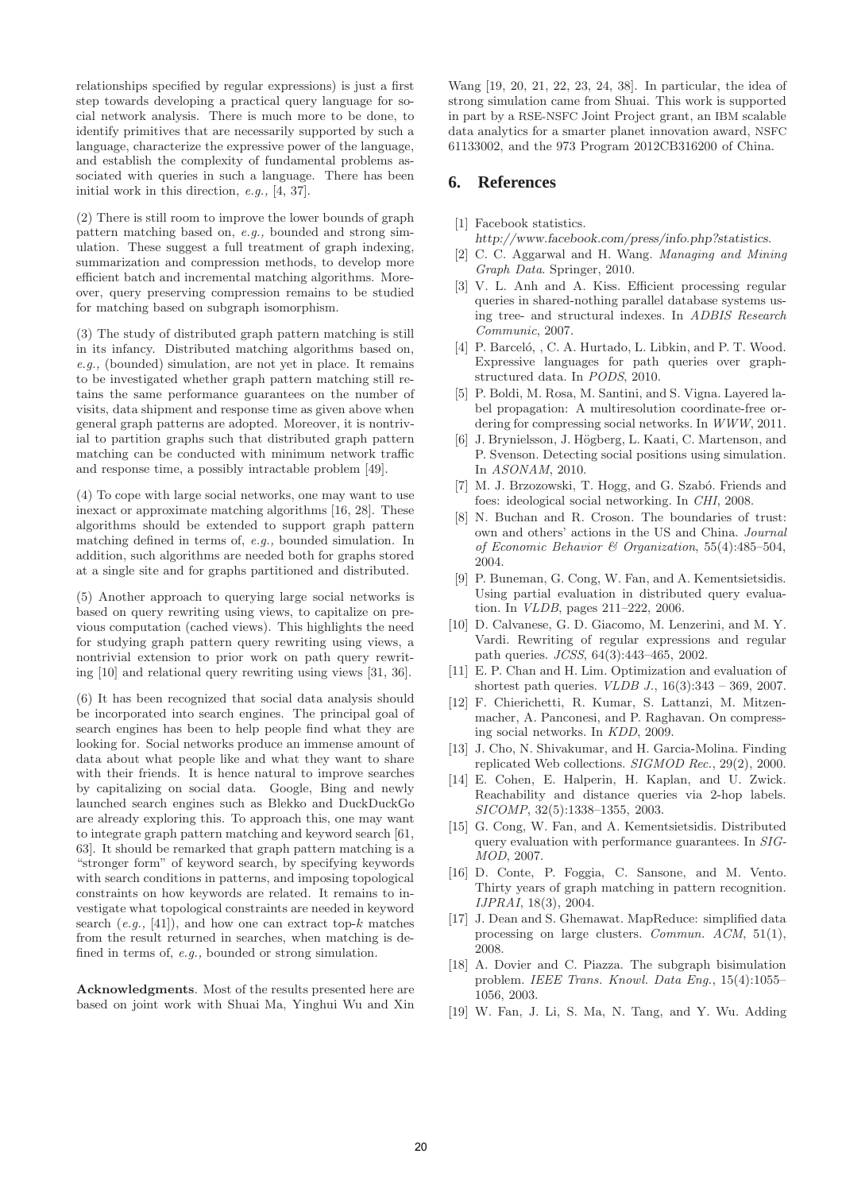relationships specified by regular expressions) is just a first step towards developing a practical query language for social network analysis. There is much more to be done, to identify primitives that are necessarily supported by such a language, characterize the expressive power of the language, and establish the complexity of fundamental problems associated with queries in such a language. There has been initial work in this direction, *e.g.,* [4, 37].

(2) There is still room to improve the lower bounds of graph pattern matching based on, *e.g.,* bounded and strong simulation. These suggest a full treatment of graph indexing, summarization and compression methods, to develop more efficient batch and incremental matching algorithms. Moreover, query preserving compression remains to be studied for matching based on subgraph isomorphism.

(3) The study of distributed graph pattern matching is still in its infancy. Distributed matching algorithms based on, *e.g.,* (bounded) simulation, are not yet in place. It remains to be investigated whether graph pattern matching still retains the same performance guarantees on the number of visits, data shipment and response time as given above when general graph patterns are adopted. Moreover, it is nontrivial to partition graphs such that distributed graph pattern matching can be conducted with minimum network traffic and response time, a possibly intractable problem [49].

(4) To cope with large social networks, one may want to use inexact or approximate matching algorithms [16, 28]. These algorithms should be extended to support graph pattern matching defined in terms of, *e.g.,* bounded simulation. In addition, such algorithms are needed both for graphs stored at a single site and for graphs partitioned and distributed.

(5) Another approach to querying large social networks is based on query rewriting using views, to capitalize on previous computation (cached views). This highlights the need for studying graph pattern query rewriting using views, a nontrivial extension to prior work on path query rewriting [10] and relational query rewriting using views [31, 36].

(6) It has been recognized that social data analysis should be incorporated into search engines. The principal goal of search engines has been to help people find what they are looking for. Social networks produce an immense amount of data about what people like and what they want to share with their friends. It is hence natural to improve searches by capitalizing on social data. Google, Bing and newly launched search engines such as Blekko and DuckDuckGo are already exploring this. To approach this, one may want to integrate graph pattern matching and keyword search [61, 63]. It should be remarked that graph pattern matching is a "stronger form" of keyword search, by specifying keywords with search conditions in patterns, and imposing topological constraints on how keywords are related. It remains to investigate what topological constraints are needed in keyword search (*e.g.,* [41]), and how one can extract top-$k$ matches from the result returned in searches, when matching is defined in terms of, *e.g.,* bounded or strong simulation.

**Acknowledgments**. Most of the results presented here are based on joint work with Shuai Ma, Yinghui Wu and Xin Wang [19, 20, 21, 22, 23, 24, 38]. In particular, the idea of strong simulation came from Shuai. This work is supported in part by a RSE-NSFC Joint Project grant, an IBM scalable data analytics for a smarter planet innovation award, NSFC 61133002, and the 973 Program 2012CB316200 of China.

## 6. References

[1] Facebook statistics. *http://www.facebook.com/press/info.php?statistics*.

[2] C. C. Aggarwal and H. Wang. *Managing and Mining Graph Data*. Springer, 2010.

[3] V. L. Anh and A. Kiss. Efficient processing regular queries in shared-nothing parallel database systems using tree- and structural indexes. In *ADBIS Research Communic*, 2007.

[4] P. Barceló, , C. A. Hurtado, L. Libkin, and P. T. Wood. Expressive languages for path queries over graph-structured data. In *PODS*, 2010.

[5] P. Boldi, M. Rosa, M. Santini, and S. Vigna. Layered label propagation: A multiresolution coordinate-free ordering for compressing social networks. In *WWW*, 2011.

[6] J. Brynielsson, J. Högberg, L. Kaati, C. Martenson, and P. Svenson. Detecting social positions using simulation. In *ASONAM*, 2010.

[7] M. J. Brzozowski, T. Hogg, and G. Szabó. Friends and foes: ideological social networking. In *CHI*, 2008.

[8] N. Buchan and R. Croson. The boundaries of trust: own and others' actions in the US and China. *Journal of Economic Behavior & Organization*, 55(4):485–504, 2004.

[9] P. Buneman, G. Cong, W. Fan, and A. Kementsietsidis. Using partial evaluation in distributed query evaluation. In *VLDB*, pages 211–222, 2006.

[10] D. Calvanese, G. D. Giacomo, M. Lenzerini, and M. Y. Vardi. Rewriting of regular expressions and regular path queries. *JCSS*, 64(3):443–465, 2002.

[11] E. P. Chan and H. Lim. Optimization and evaluation of shortest path queries. *VLDB J.*, 16(3):343 – 369, 2007.

[12] F. Chierichetti, R. Kumar, S. Lattanzi, M. Mitzenmacher, A. Panconesi, and P. Raghavan. On compressing social networks. In *KDD*, 2009.

[13] J. Cho, N. Shivakumar, and H. Garcia-Molina. Finding replicated Web collections. *SIGMOD Rec.*, 29(2), 2000.

[14] E. Cohen, E. Halperin, H. Kaplan, and U. Zwick. Reachability and distance queries via 2-hop labels. *SICOMP*, 32(5):1338–1355, 2003.

[15] G. Cong, W. Fan, and A. Kementsietsidis. Distributed query evaluation with performance guarantees. In *SIGMOD*, 2007.

[16] D. Conte, P. Foggia, C. Sansone, and M. Vento. Thirty years of graph matching in pattern recognition. *IJPRAI*, 18(3), 2004.

[17] J. Dean and S. Ghemawat. MapReduce: simplified data processing on large clusters. *Commun. ACM*, 51(1), 2008.

[18] A. Dovier and C. Piazza. The subgraph bisimulation problem. *IEEE Trans. Knowl. Data Eng.*, 15(4):1055–1056, 2003.

[19] W. Fan, J. Li, S. Ma, N. Tang, and Y. Wu. Adding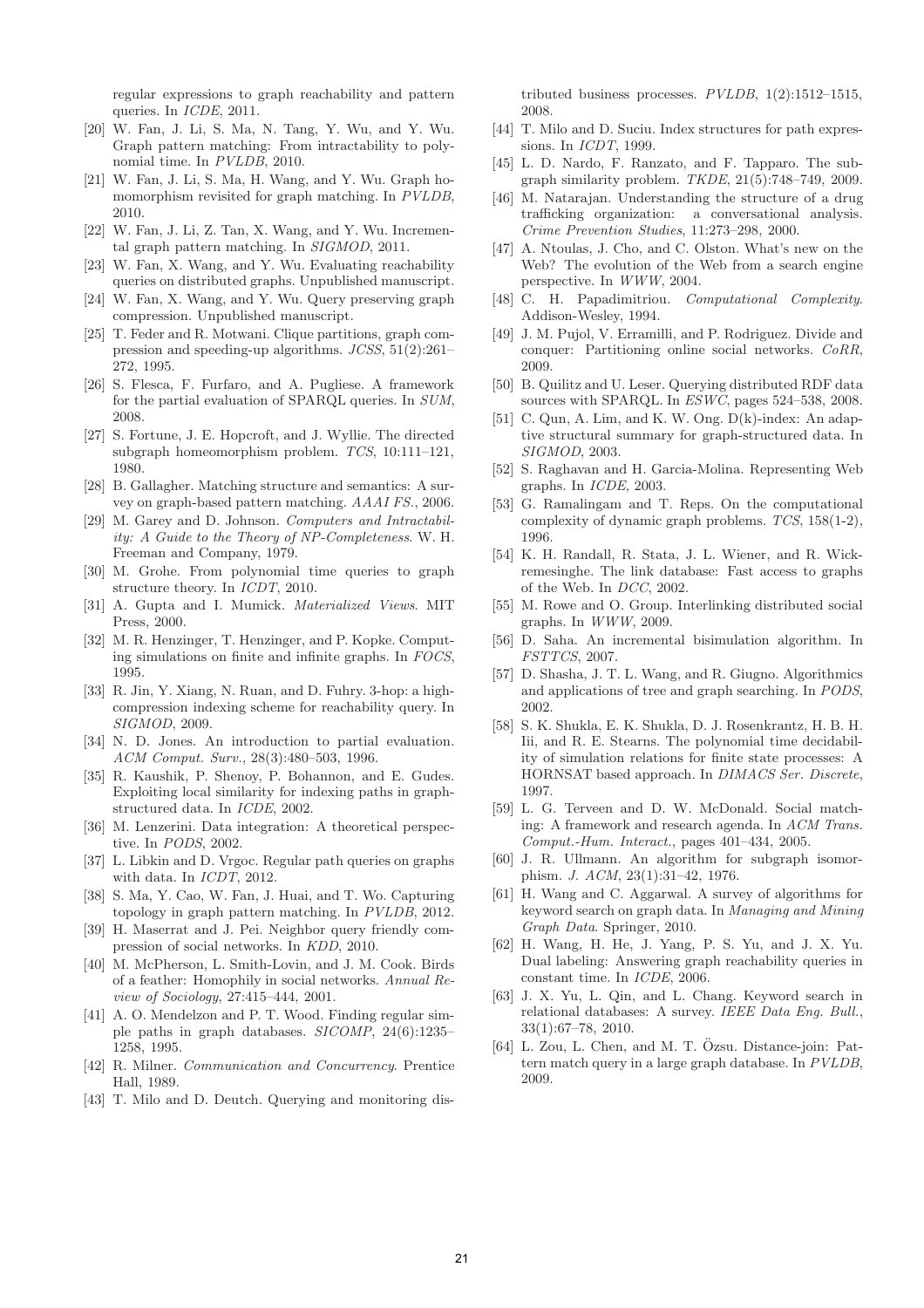regular expressions to graph reachability and pattern queries. In *ICDE*, 2011.

[20] W. Fan, J. Li, S. Ma, N. Tang, Y. Wu, and Y. Wu. Graph pattern matching: From intractability to polynomial time. In *PVLDB*, 2010.

[21] W. Fan, J. Li, S. Ma, H. Wang, and Y. Wu. Graph homomorphism revisited for graph matching. In *PVLDB*, 2010.

[22] W. Fan, J. Li, Z. Tan, X. Wang, and Y. Wu. Incremental graph pattern matching. In *SIGMOD*, 2011.

[23] W. Fan, X. Wang, and Y. Wu. Evaluating reachability queries on distributed graphs. Unpublished manuscript.

[24] W. Fan, X. Wang, and Y. Wu. Query preserving graph compression. Unpublished manuscript.

[25] T. Feder and R. Motwani. Clique partitions, graph compression and speeding-up algorithms. *JCSS*, 51(2):261–272, 1995.

[26] S. Flesca, F. Furfaro, and A. Pugliese. A framework for the partial evaluation of SPARQL queries. In *SUM*, 2008.

[27] S. Fortune, J. E. Hopcroft, and J. Wyllie. The directed subgraph homeomorphism problem. *TCS*, 10:111–121, 1980.

[28] B. Gallagher. Matching structure and semantics: A survey on graph-based pattern matching. *AAAI FS.*, 2006.

[29] M. Garey and D. Johnson. *Computers and Intractability: A Guide to the Theory of NP-Completeness*. W. H. Freeman and Company, 1979.

[30] M. Grohe. From polynomial time queries to graph structure theory. In *ICDT*, 2010.

[31] A. Gupta and I. Mumick. *Materialized Views*. MIT Press, 2000.

[32] M. R. Henzinger, T. Henzinger, and P. Kopke. Computing simulations on finite and infinite graphs. In *FOCS*, 1995.

[33] R. Jin, Y. Xiang, N. Ruan, and D. Fuhry. 3-hop: a high-compression indexing scheme for reachability query. In *SIGMOD*, 2009.

[34] N. D. Jones. An introduction to partial evaluation. *ACM Comput. Surv.*, 28(3):480–503, 1996.

[35] R. Kaushik, P. Shenoy, P. Bohannon, and E. Gudes. Exploiting local similarity for indexing paths in graph-structured data. In *ICDE*, 2002.

[36] M. Lenzerini. Data integration: A theoretical perspective. In *PODS*, 2002.

[37] L. Libkin and D. Vrgoc. Regular path queries on graphs with data. In *ICDT*, 2012.

[38] S. Ma, Y. Cao, W. Fan, J. Huai, and T. Wo. Capturing topology in graph pattern matching. In *PVLDB*, 2012.

[39] H. Maserrat and J. Pei. Neighbor query friendly compression of social networks. In *KDD*, 2010.

[40] M. McPherson, L. Smith-Lovin, and J. M. Cook. Birds of a feather: Homophily in social networks. *Annual Review of Sociology*, 27:415–444, 2001.

[41] A. O. Mendelzon and P. T. Wood. Finding regular simple paths in graph databases. *SICOMP*, 24(6):1235–1258, 1995.

[42] R. Milner. *Communication and Concurrency*. Prentice Hall, 1989.

[43] T. Milo and D. Deutch. Querying and monitoring distributed business processes. *PVLDB*, 1(2):1512–1515, 2008.

[44] T. Milo and D. Suciu. Index structures for path expressions. In *ICDT*, 1999.

[45] L. D. Nardo, F. Ranzato, and F. Tapparo. The subgraph similarity problem. *TKDE*, 21(5):748–749, 2009.

[46] M. Natarajan. Understanding the structure of a drug trafficking organization: a conversational analysis. *Crime Prevention Studies*, 11:273–298, 2000.

[47] A. Ntoulas, J. Cho, and C. Olston. What's new on the Web? The evolution of the Web from a search engine perspective. In *WWW*, 2004.

[48] C. H. Papadimitriou. *Computational Complexity*. Addison-Wesley, 1994.

[49] J. M. Pujol, V. Erramilli, and P. Rodriguez. Divide and conquer: Partitioning online social networks. *CoRR*, 2009.

[50] B. Quilitz and U. Leser. Querying distributed RDF data sources with SPARQL. In *ESWC*, pages 524–538, 2008.

[51] C. Qun, A. Lim, and K. W. Ong. D(k)-index: An adaptive structural summary for graph-structured data. In *SIGMOD*, 2003.

[52] S. Raghavan and H. Garcia-Molina. Representing Web graphs. In *ICDE*, 2003.

[53] G. Ramalingam and T. Reps. On the computational complexity of dynamic graph problems. *TCS*, 158(1-2), 1996.

[54] K. H. Randall, R. Stata, J. L. Wiener, and R. Wickremesinghe. The link database: Fast access to graphs of the Web. In *DCC*, 2002.

[55] M. Rowe and O. Group. Interlinking distributed social graphs. In *WWW*, 2009.

[56] D. Saha. An incremental bisimulation algorithm. In *FSTTCS*, 2007.

[57] D. Shasha, J. T. L. Wang, and R. Giugno. Algorithmics and applications of tree and graph searching. In *PODS*, 2002.

[58] S. K. Shukla, E. K. Shukla, D. J. Rosenkrantz, H. B. H. Iii, and R. E. Stearns. The polynomial time decidability of simulation relations for finite state processes: A HORNSAT based approach. In *DIMACS Ser. Discrete*, 1997.

[59] L. G. Terveen and D. W. McDonald. Social matching: A framework and research agenda. In *ACM Trans. Comput.-Hum. Interact.*, pages 401–434, 2005.

[60] J. R. Ullmann. An algorithm for subgraph isomorphism. *J. ACM*, 23(1):31–42, 1976.

[61] H. Wang and C. Aggarwal. A survey of algorithms for keyword search on graph data. In *Managing and Mining Graph Data*. Springer, 2010.

[62] H. Wang, H. He, J. Yang, P. S. Yu, and J. X. Yu. Dual labeling: Answering graph reachability queries in constant time. In *ICDE*, 2006.

[63] J. X. Yu, L. Qin, and L. Chang. Keyword search in relational databases: A survey. *IEEE Data Eng. Bull.*, 33(1):67–78, 2010.

[64] L. Zou, L. Chen, and M. T. Özsu. Distance-join: Pattern match query in a large graph database. In *PVLDB*, 2009.